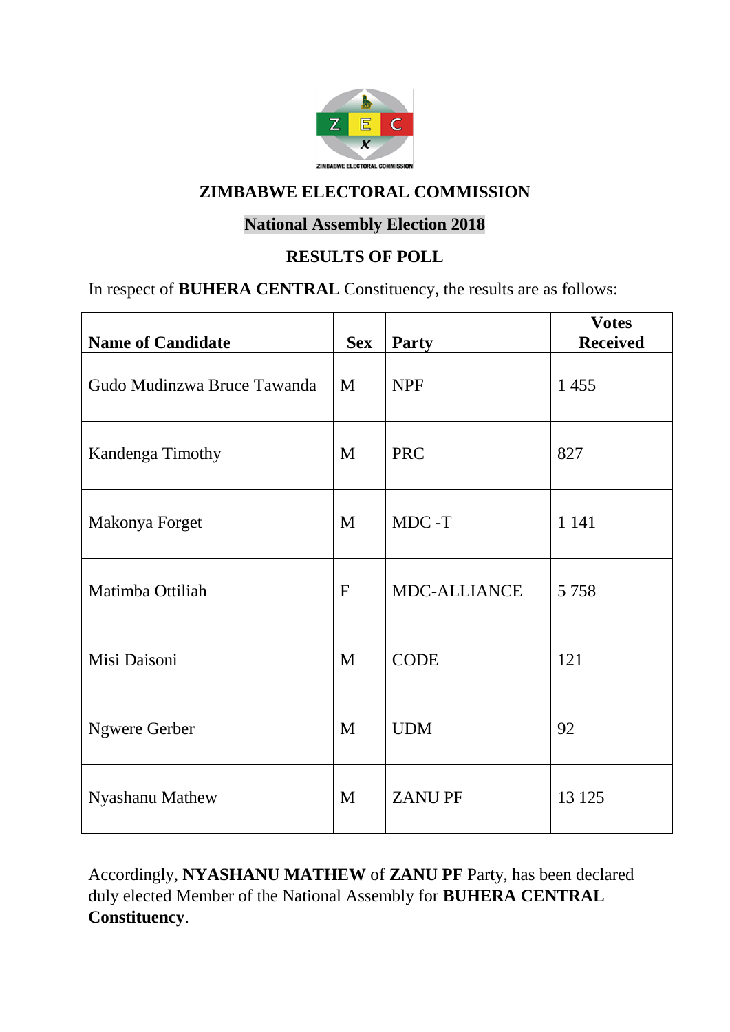# ZIMBABWE ELECTORAL COMMISSION

## National Assembly Election 2018

## RESULTS OF POLL

In respect of **BUHERA CENTRAL** Constituency, the results are as follows:

| Name of Candidate | Sex | Party | Votes Received |
|---|---|---|---|
| Gudo Mudinzwa Bruce Tawanda | M | NPF | 1 455 |
| Kandenga Timothy | M | PRC | 827 |
| Makonya Forget | M | MDC -T | 1 141 |
| Matimba Ottiliah | F | MDC-ALLIANCE | 5 758 |
| Misi Daisoni | M | CODE | 121 |
| Ngwere Gerber | M | UDM | 92 |
| Nyashanu Mathew | M | ZANU PF | 13 125 |

Accordingly, **NYASHANU MATHEW** of **ZANU PF** Party, has been declared duly elected Member of the National Assembly for **BUHERA CENTRAL Constituency**.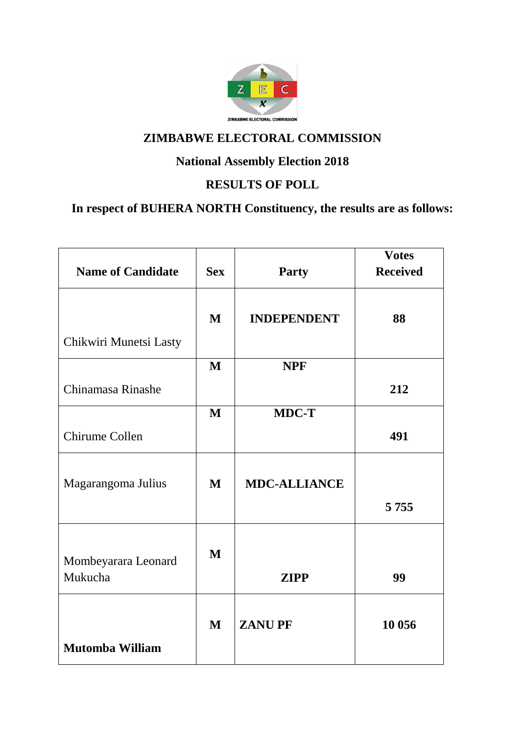ZIMBABWE ELECTORAL COMMISSION

# ZIMBABWE ELECTORAL COMMISSION

## National Assembly Election 2018

## RESULTS OF POLL

### In respect of BUHERA NORTH Constituency, the results are as follows:

| Name of Candidate | Sex | Party | Votes Received |
|---|---|---|---|
| Chikwiri Munetsi Lasty | **M** | **INDEPENDENT** | **88** |
| Chinamasa Rinashe | **M** | **NPF** | **212** |
| Chirume Collen | **M** | **MDC-T** | **491** |
| Magarangoma Julius | **M** | **MDC-ALLIANCE** | **5 755** |
| Mombeyarara Leonard Mukucha | **M** | **ZIPP** | **99** |
| **Mutomba William** | **M** | **ZANU PF** | **10 056** |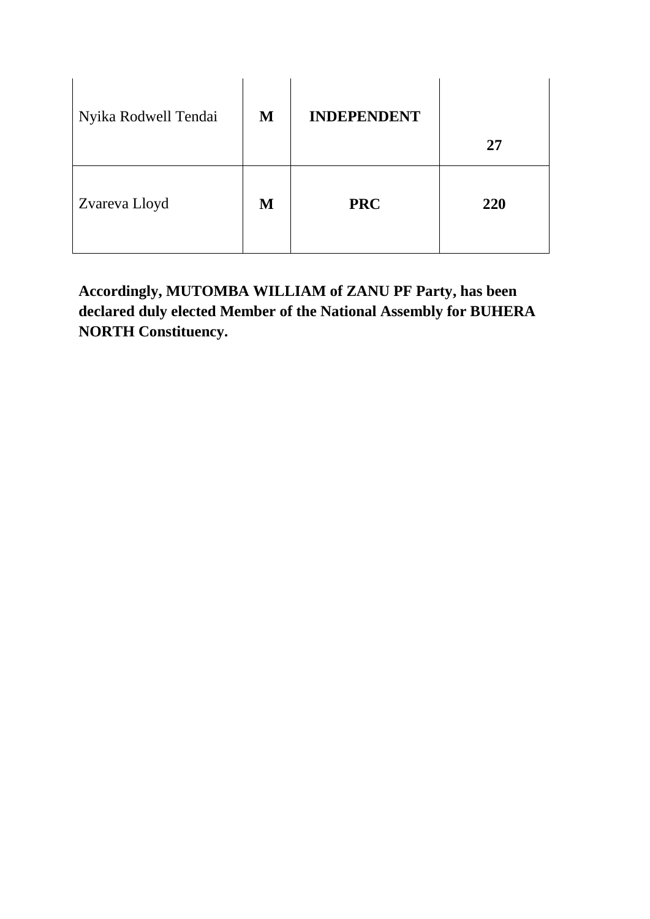| | | | |
|---|---|---|---|
| Nyika Rodwell Tendai | **M** | **INDEPENDENT** | **27** |
| Zvareva Lloyd | **M** | **PRC** | **220** |

**Accordingly, MUTOMBA WILLIAM of ZANU PF Party, has been declared duly elected Member of the National Assembly for BUHERA NORTH Constituency.**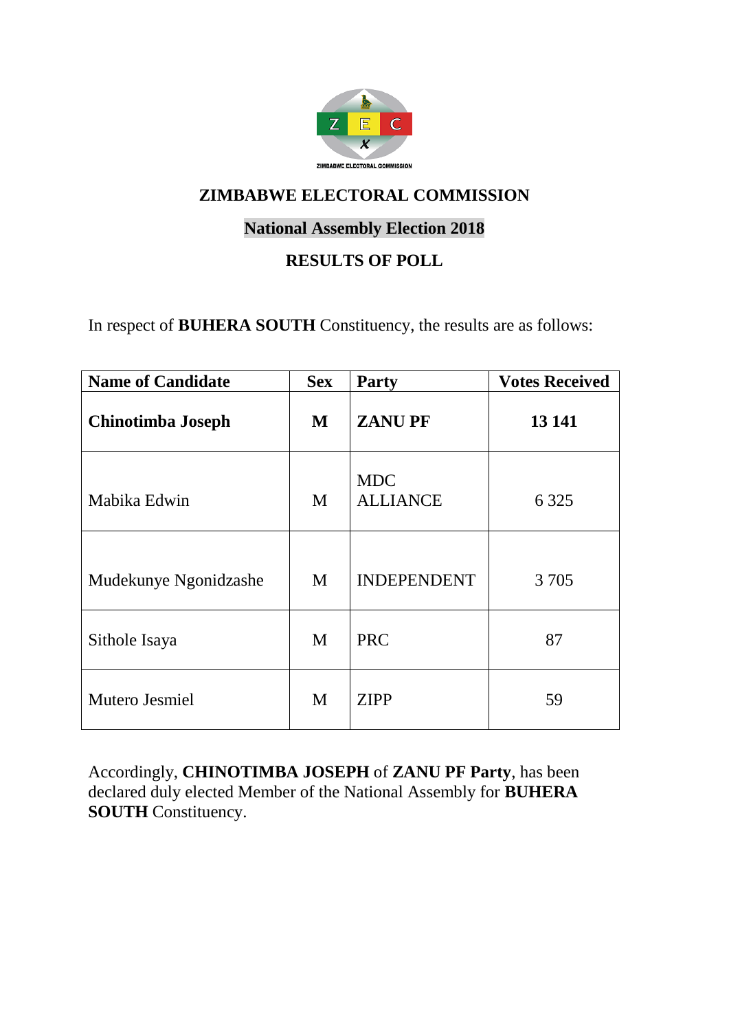## ZIMBABWE ELECTORAL COMMISSION

### National Assembly Election 2018

### RESULTS OF POLL

In respect of **BUHERA SOUTH** Constituency, the results are as follows:

| Name of Candidate | Sex | Party | Votes Received |
|---|---|---|---|
| **Chinotimba Joseph** | **M** | **ZANU PF** | **13 141** |
| Mabika Edwin | M | MDC ALLIANCE | 6 325 |
| Mudekunye Ngonidzashe | M | INDEPENDENT | 3 705 |
| Sithole Isaya | M | PRC | 87 |
| Mutero Jesmiel | M | ZIPP | 59 |

Accordingly, **CHINOTIMBA JOSEPH** of **ZANU PF Party**, has been declared duly elected Member of the National Assembly for **BUHERA SOUTH** Constituency.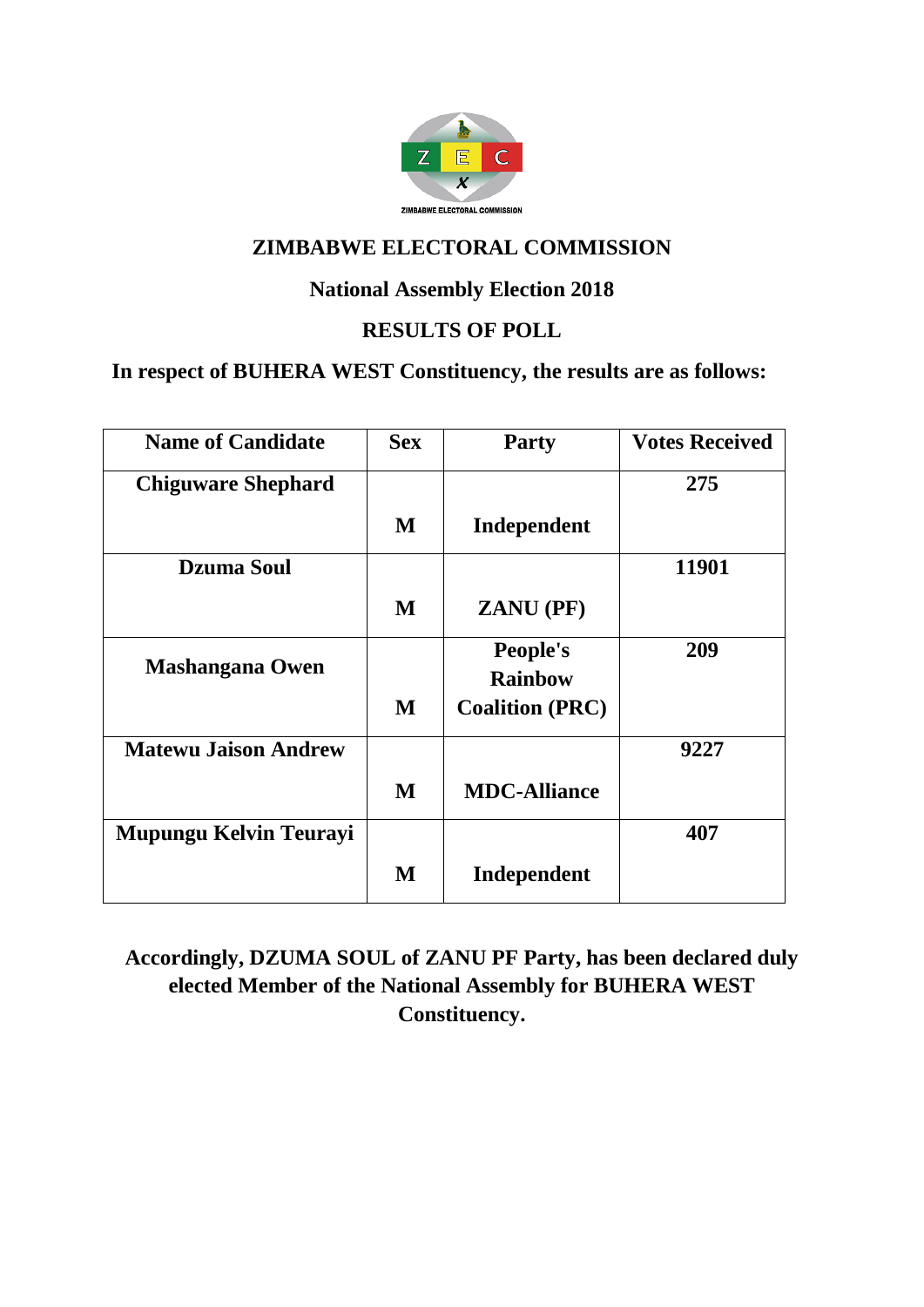ZIMBABWE ELECTORAL COMMISSION

# ZIMBABWE ELECTORAL COMMISSION

## National Assembly Election 2018

## RESULTS OF POLL

**In respect of BUHERA WEST Constituency, the results are as follows:**

| Name of Candidate | Sex | Party | Votes Received |
|---|---|---|---|
| Chiguware Shephard | M | Independent | 275 |
| Dzuma Soul | M | ZANU (PF) | 11901 |
| Mashangana Owen | M | People's Rainbow Coalition (PRC) | 209 |
| Matewu Jaison Andrew | M | MDC-Alliance | 9227 |
| Mupungu Kelvin Teurayi | M | Independent | 407 |

**Accordingly, DZUMA SOUL of ZANU PF Party, has been declared duly elected Member of the National Assembly for BUHERA WEST Constituency.**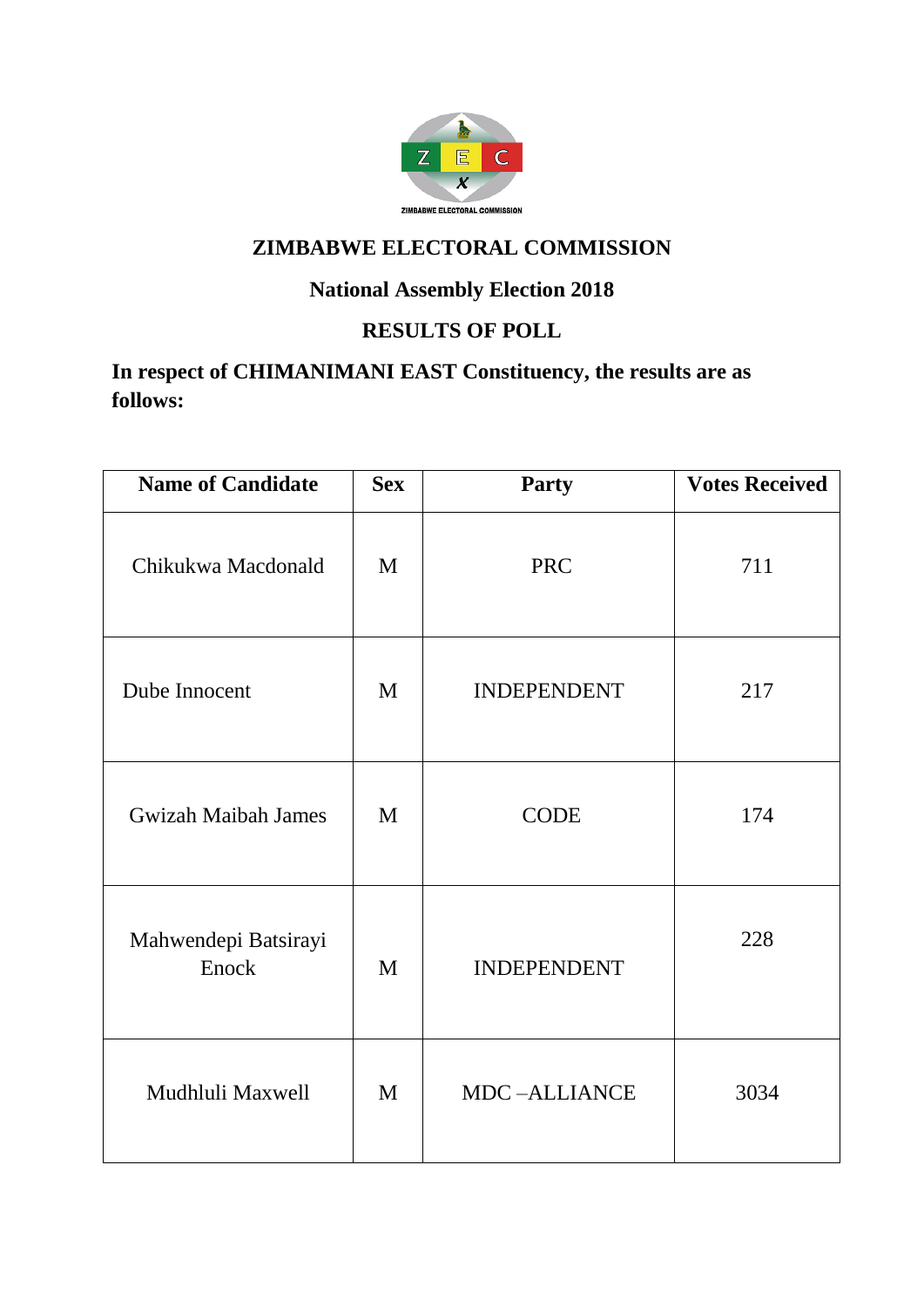# ZIMBABWE ELECTORAL COMMISSION

## National Assembly Election 2018

## RESULTS OF POLL

**In respect of CHIMANIMANI EAST Constituency, the results are as follows:**

| Name of Candidate | Sex | Party | Votes Received |
|---|---|---|---|
| Chikukwa Macdonald | M | PRC | 711 |
| Dube Innocent | M | INDEPENDENT | 217 |
| Gwizah Maibah James | M | CODE | 174 |
| Mahwendepi Batsirayi Enock | M | INDEPENDENT | 228 |
| Mudhluli Maxwell | M | MDC –ALLIANCE | 3034 |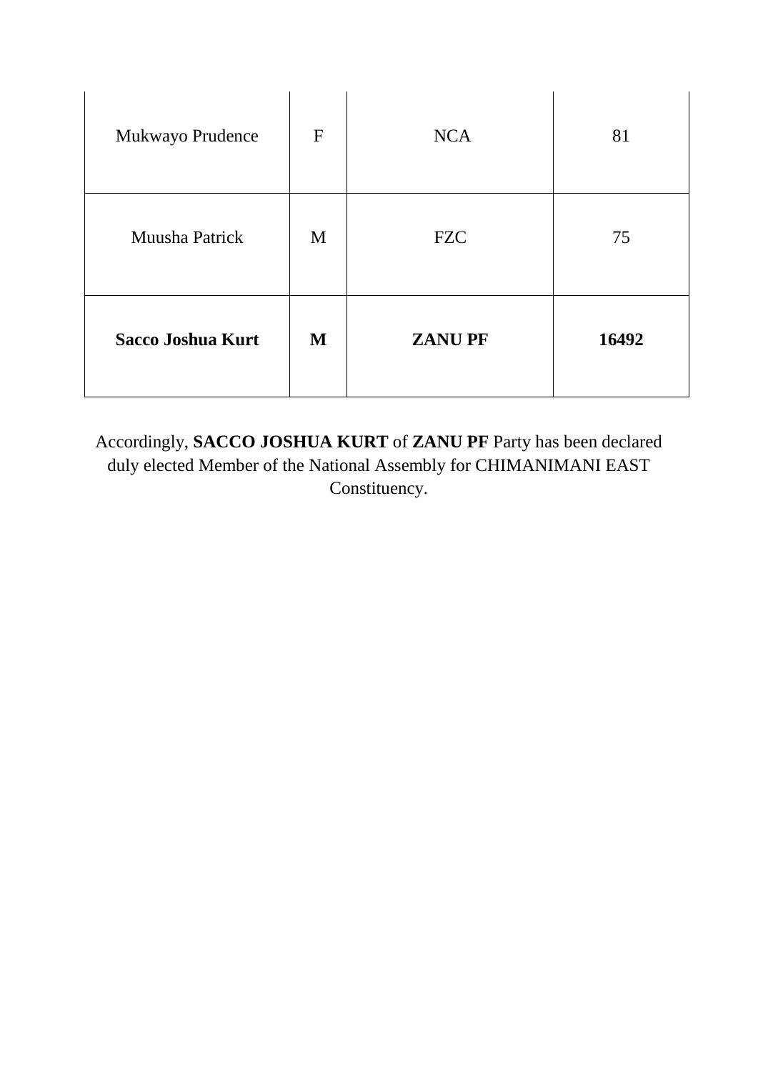| | | | |
|---|---|---|---|
| Mukwayo Prudence | F | NCA | 81 |
| Muusha Patrick | M | FZC | 75 |
| **Sacco Joshua Kurt** | **M** | **ZANU PF** | **16492** |

Accordingly, **SACCO JOSHUA KURT** of **ZANU PF** Party has been declared duly elected Member of the National Assembly for CHIMANIMANI EAST Constituency.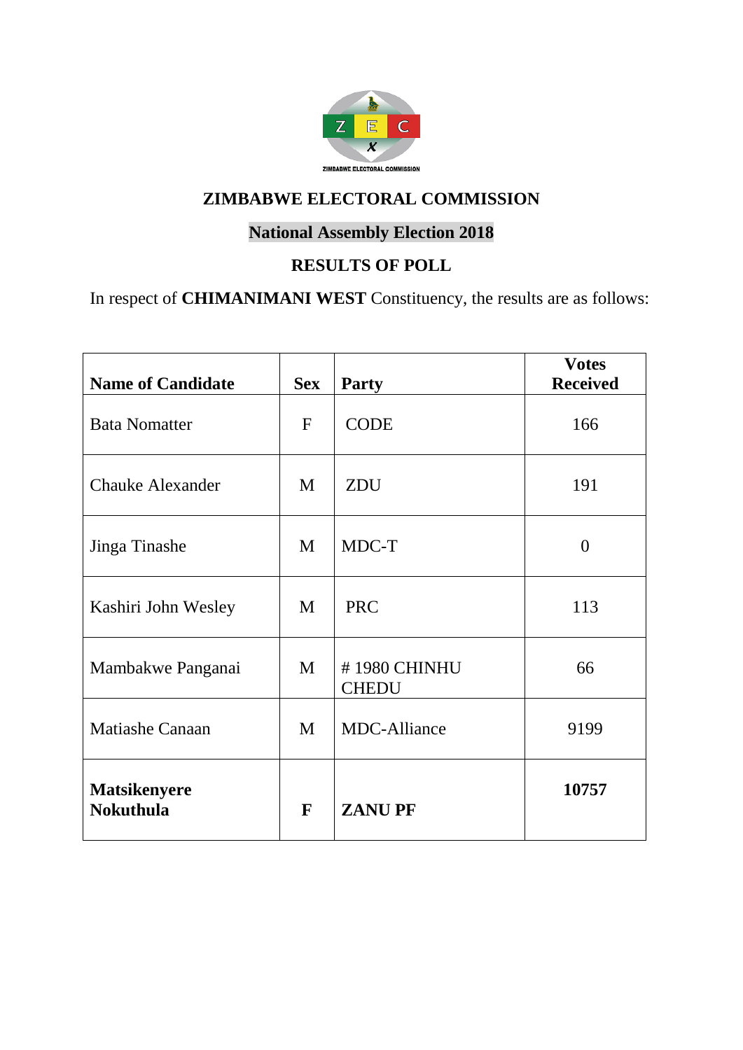## ZIMBABWE ELECTORAL COMMISSION

### National Assembly Election 2018

### RESULTS OF POLL

In respect of **CHIMANIMANI WEST** Constituency, the results are as follows:

| Name of Candidate | Sex | Party | Votes Received |
|---|---|---|---|
| Bata Nomatter | F | CODE | 166 |
| Chauke Alexander | M | ZDU | 191 |
| Jinga Tinashe | M | MDC-T | 0 |
| Kashiri John Wesley | M | PRC | 113 |
| Mambakwe Panganai | M | # 1980 CHINHU CHEDU | 66 |
| Matiashe Canaan | M | MDC-Alliance | 9199 |
| **Matsikenyere Nokuthula** | **F** | **ZANU PF** | **10757** |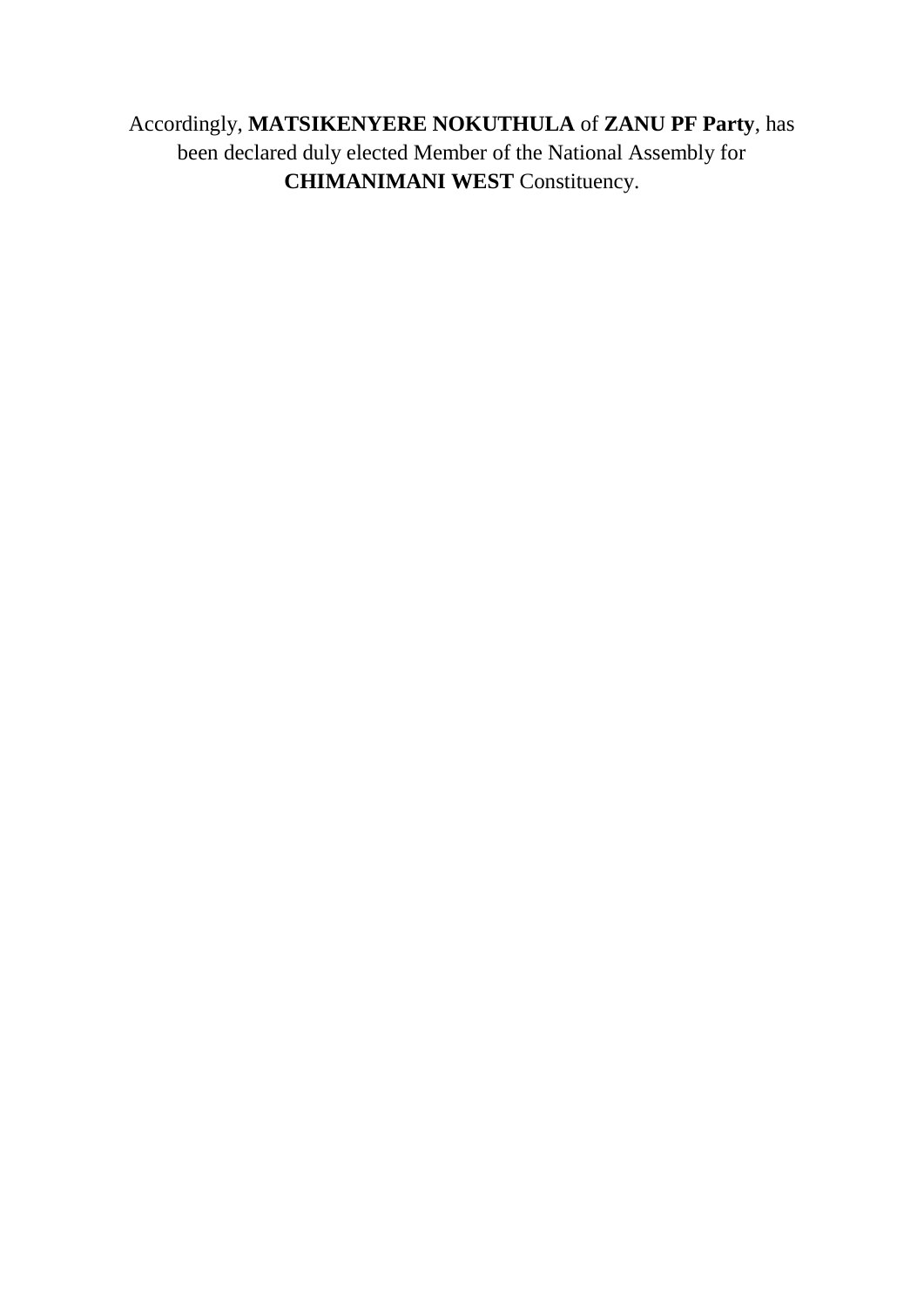Accordingly, **MATSIKENYERE NOKUTHULA** of **ZANU PF Party**, has been declared duly elected Member of the National Assembly for **CHIMANIMANI WEST** Constituency.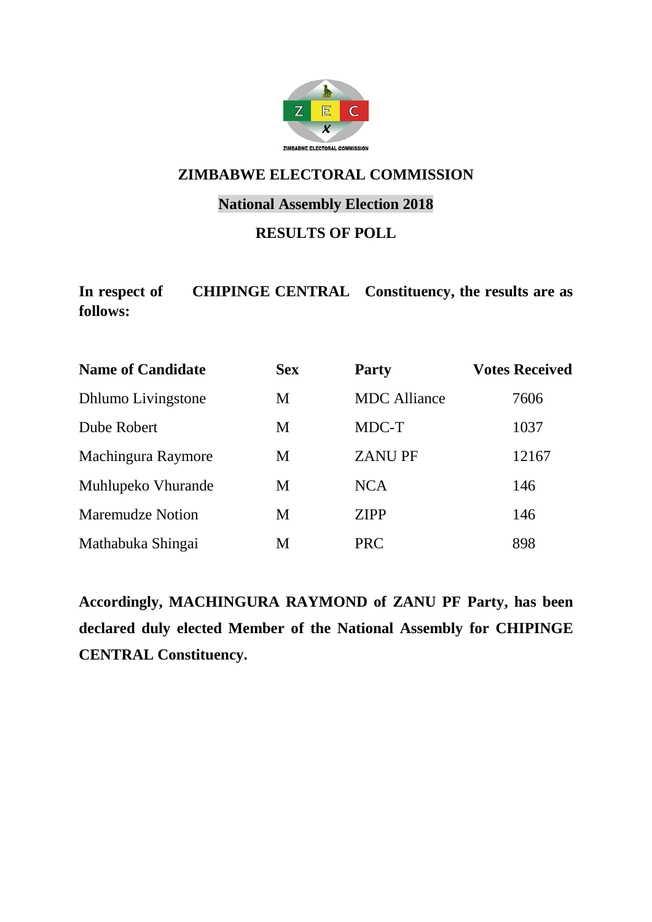# ZIMBABWE ELECTORAL COMMISSION

## National Assembly Election 2018

## RESULTS OF POLL

**In respect of CHIPINGE CENTRAL Constituency, the results are as follows:**

| Name of Candidate | Sex | Party | Votes Received |
|---|---|---|---|
| Dhlumo Livingstone | M | MDC Alliance | 7606 |
| Dube Robert | M | MDC-T | 1037 |
| Machingura Raymore | M | ZANU PF | 12167 |
| Muhlupeko Vhurande | M | NCA | 146 |
| Maremudze Notion | M | ZIPP | 146 |
| Mathabuka Shingai | M | PRC | 898 |

**Accordingly, MACHINGURA RAYMOND of ZANU PF Party, has been declared duly elected Member of the National Assembly for CHIPINGE CENTRAL Constituency.**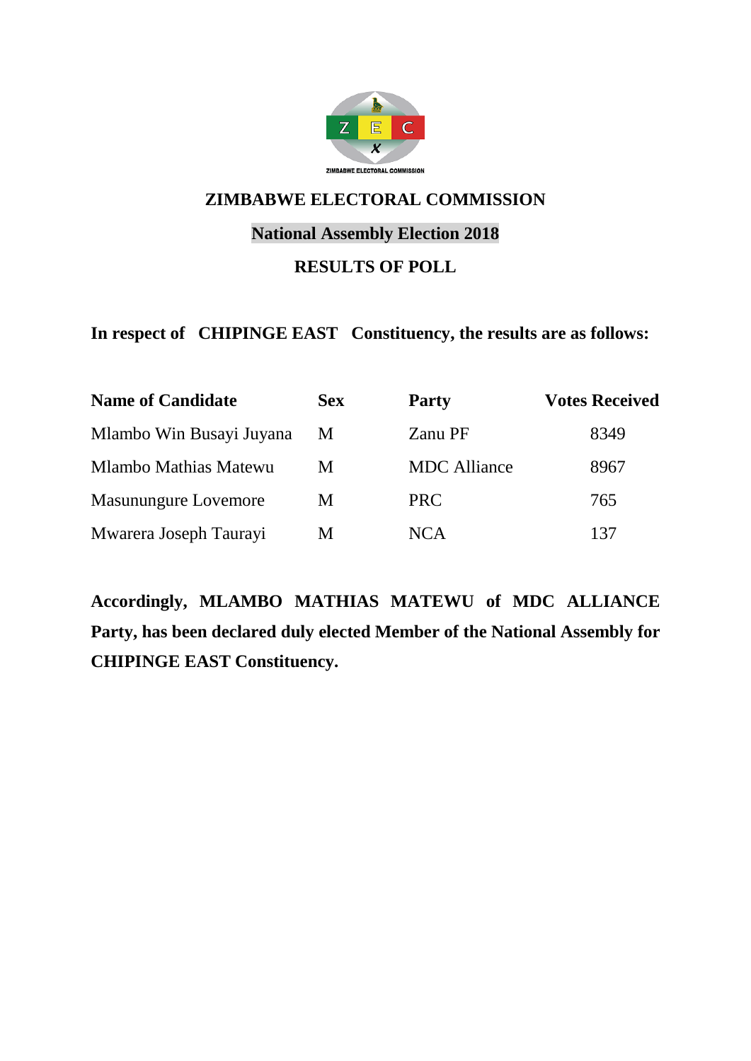# ZIMBABWE ELECTORAL COMMISSION

## National Assembly Election 2018

## RESULTS OF POLL

**In respect of CHIPINGE EAST Constituency, the results are as follows:**

| Name of Candidate | Sex | Party | Votes Received |
|---|---|---|---|
| Mlambo Win Busayi Juyana | M | Zanu PF | 8349 |
| Mlambo Mathias Matewu | M | MDC Alliance | 8967 |
| Masunungure Lovemore | M | PRC | 765 |
| Mwarera Joseph Taurayi | M | NCA | 137 |

**Accordingly, MLAMBO MATHIAS MATEWU of MDC ALLIANCE Party, has been declared duly elected Member of the National Assembly for CHIPINGE EAST Constituency.**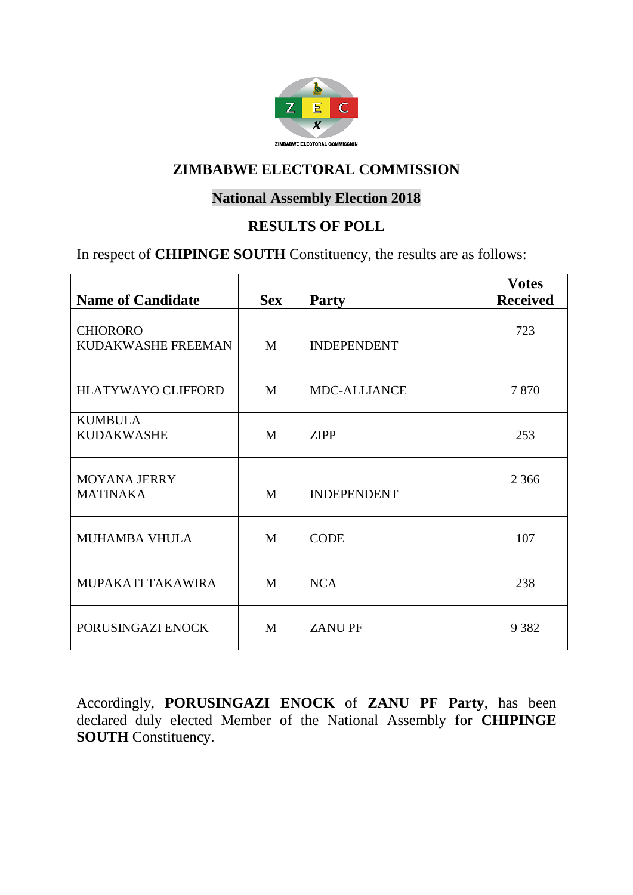## ZIMBABWE ELECTORAL COMMISSION

### National Assembly Election 2018

### RESULTS OF POLL

In respect of **CHIPINGE SOUTH** Constituency, the results are as follows:

| Name of Candidate | Sex | Party | Votes Received |
|---|---|---|---|
| CHIORORO KUDAKWASHE FREEMAN | M | INDEPENDENT | 723 |
| HLATYWAYO CLIFFORD | M | MDC-ALLIANCE | 7 870 |
| KUMBULA KUDAKWASHE | M | ZIPP | 253 |
| MOYANA JERRY MATINAKA | M | INDEPENDENT | 2 366 |
| MUHAMBA VHULA | M | CODE | 107 |
| MUPAKATI TAKAWIRA | M | NCA | 238 |
| PORUSINGAZI ENOCK | M | ZANU PF | 9 382 |

Accordingly, **PORUSINGAZI ENOCK** of **ZANU PF Party**, has been declared duly elected Member of the National Assembly for **CHIPINGE SOUTH** Constituency.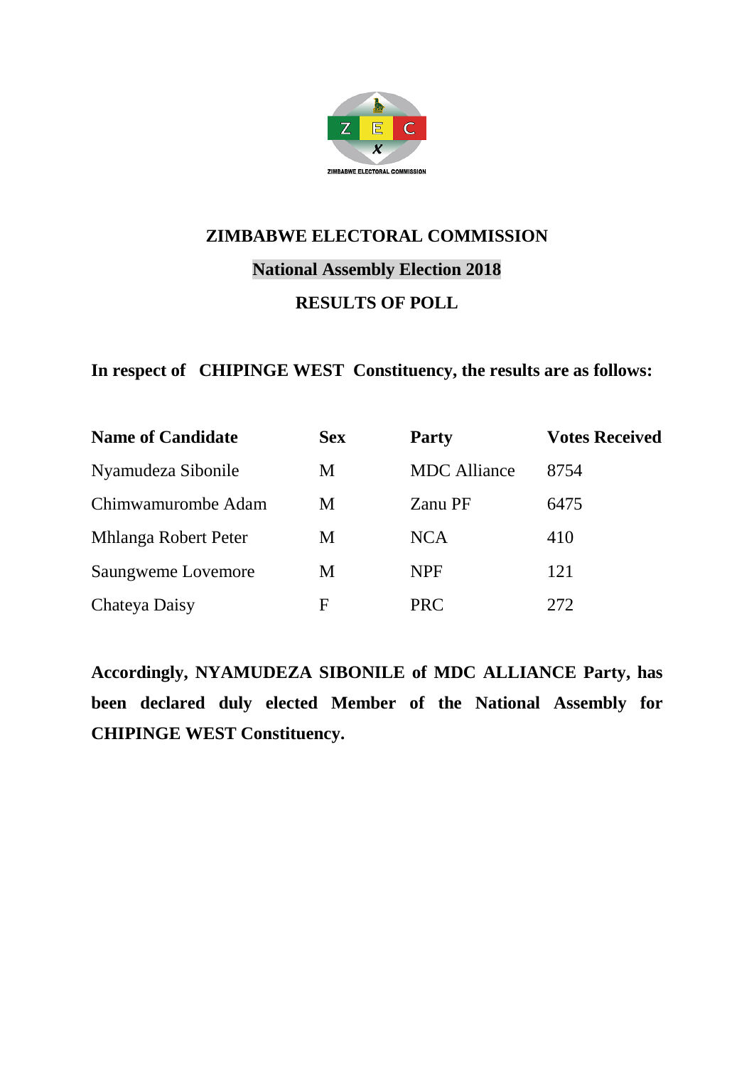# ZIMBABWE ELECTORAL COMMISSION

## National Assembly Election 2018

## RESULTS OF POLL

**In respect of CHIPINGE WEST Constituency, the results are as follows:**

| Name of Candidate | Sex | Party | Votes Received |
|---|---|---|---|
| Nyamudeza Sibonile | M | MDC Alliance | 8754 |
| Chimwamurombe Adam | M | Zanu PF | 6475 |
| Mhlanga Robert Peter | M | NCA | 410 |
| Saungweme Lovemore | M | NPF | 121 |
| Chateya Daisy | F | PRC | 272 |

**Accordingly, NYAMUDEZA SIBONILE of MDC ALLIANCE Party, has been declared duly elected Member of the National Assembly for CHIPINGE WEST Constituency.**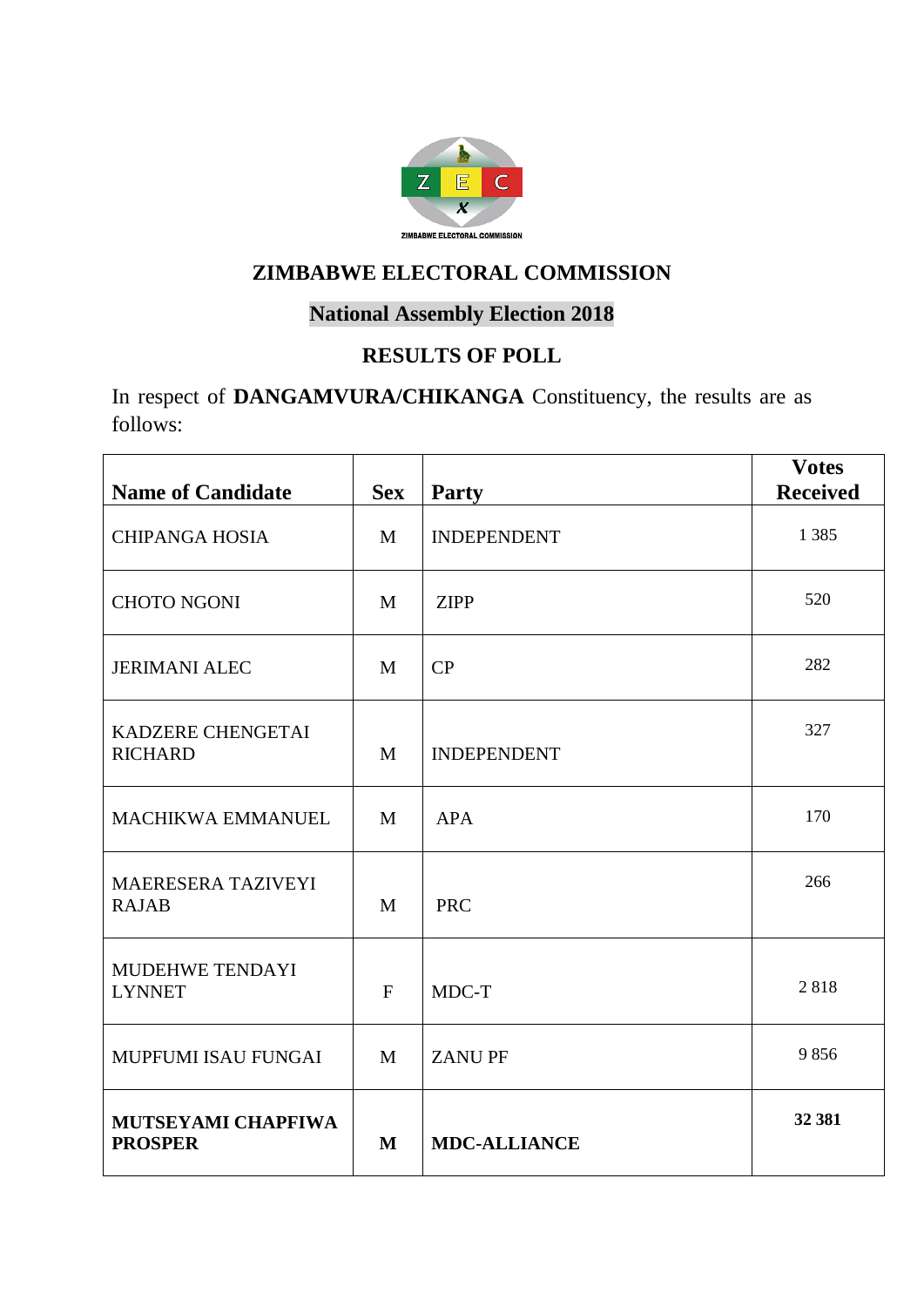ZIMBABWE ELECTORAL COMMISSION

## ZIMBABWE ELECTORAL COMMISSION

### National Assembly Election 2018

### RESULTS OF POLL

In respect of **DANGAMVURA/CHIKANGA** Constituency, the results are as follows:

| Name of Candidate | Sex | Party | Votes Received |
|---|---|---|---|
| CHIPANGA HOSIA | M | INDEPENDENT | 1 385 |
| CHOTO NGONI | M | ZIPP | 520 |
| JERIMANI ALEC | M | CP | 282 |
| KADZERE CHENGETAI RICHARD | M | INDEPENDENT | 327 |
| MACHIKWA EMMANUEL | M | APA | 170 |
| MAERESERA TAZIVEYI RAJAB | M | PRC | 266 |
| MUDEHWE TENDAYI LYNNET | F | MDC-T | 2 818 |
| MUPFUMI ISAU FUNGAI | M | ZANU PF | 9 856 |
| **MUTSEYAMI CHAPFIWA PROSPER** | **M** | **MDC-ALLIANCE** | **32 381** |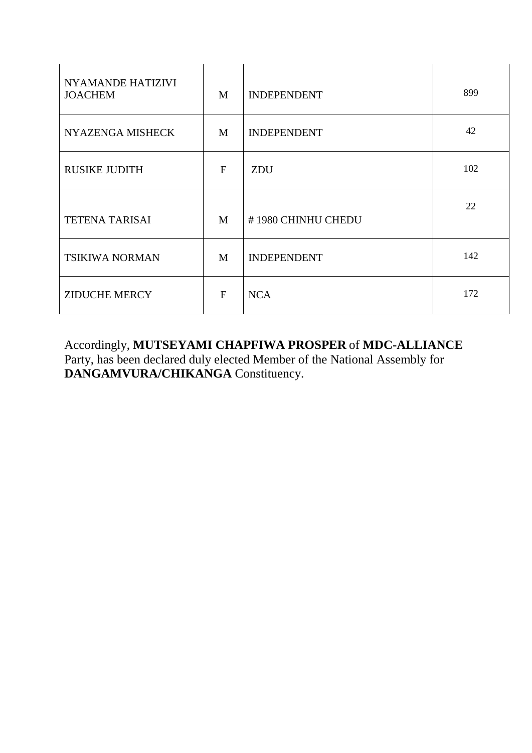| | | | |
|---|---|---|---|
| NYAMANDE HATIZIVI JOACHEM | M | INDEPENDENT | 899 |
| NYAZENGA MISHECK | M | INDEPENDENT | 42 |
| RUSIKE JUDITH | F | ZDU | 102 |
| TETENA TARISAI | M | # 1980 CHINHU CHEDU | 22 |
| TSIKIWA NORMAN | M | INDEPENDENT | 142 |
| ZIDUCHE MERCY | F | NCA | 172 |

Accordingly, **MUTSEYAMI CHAPFIWA PROSPER** of **MDC-ALLIANCE** Party, has been declared duly elected Member of the National Assembly for **DANGAMVURA/CHIKANGA** Constituency.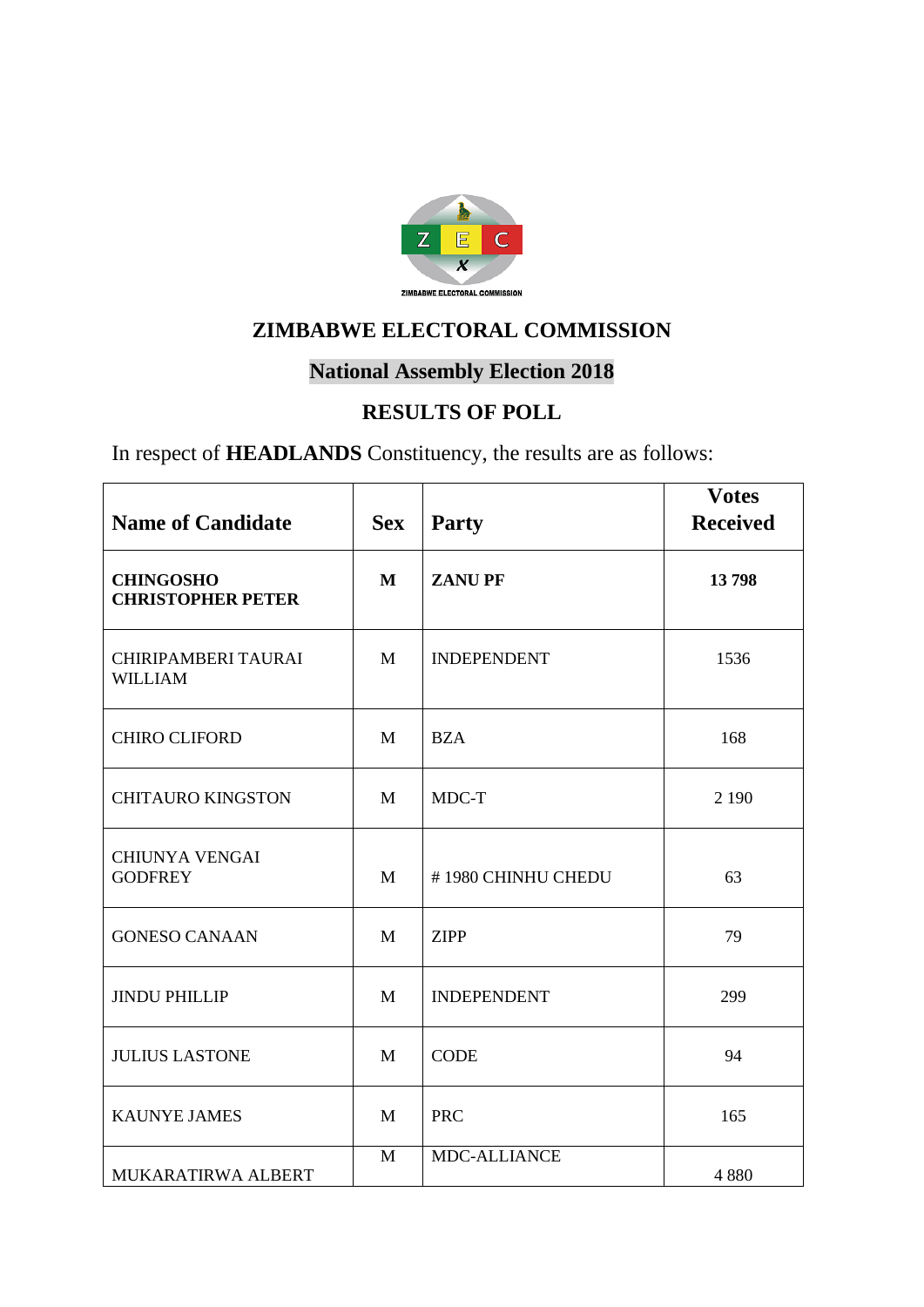# ZIMBABWE ELECTORAL COMMISSION

## National Assembly Election 2018

## RESULTS OF POLL

In respect of **HEADLANDS** Constituency, the results are as follows:

| Name of Candidate | Sex | Party | Votes Received |
|---|---|---|---|
| **CHINGOSHO CHRISTOPHER PETER** | **M** | **ZANU PF** | **13 798** |
| CHIRIPAMBERI TAURAI WILLIAM | M | INDEPENDENT | 1536 |
| CHIRO CLIFORD | M | BZA | 168 |
| CHITAURO KINGSTON | M | MDC-T | 2 190 |
| CHIUNYA VENGAI GODFREY | M | # 1980 CHINHU CHEDU | 63 |
| GONESO CANAAN | M | ZIPP | 79 |
| JINDU PHILLIP | M | INDEPENDENT | 299 |
| JULIUS LASTONE | M | CODE | 94 |
| KAUNYE JAMES | M | PRC | 165 |
| MUKARATIRWA ALBERT | M | MDC-ALLIANCE | 4 880 |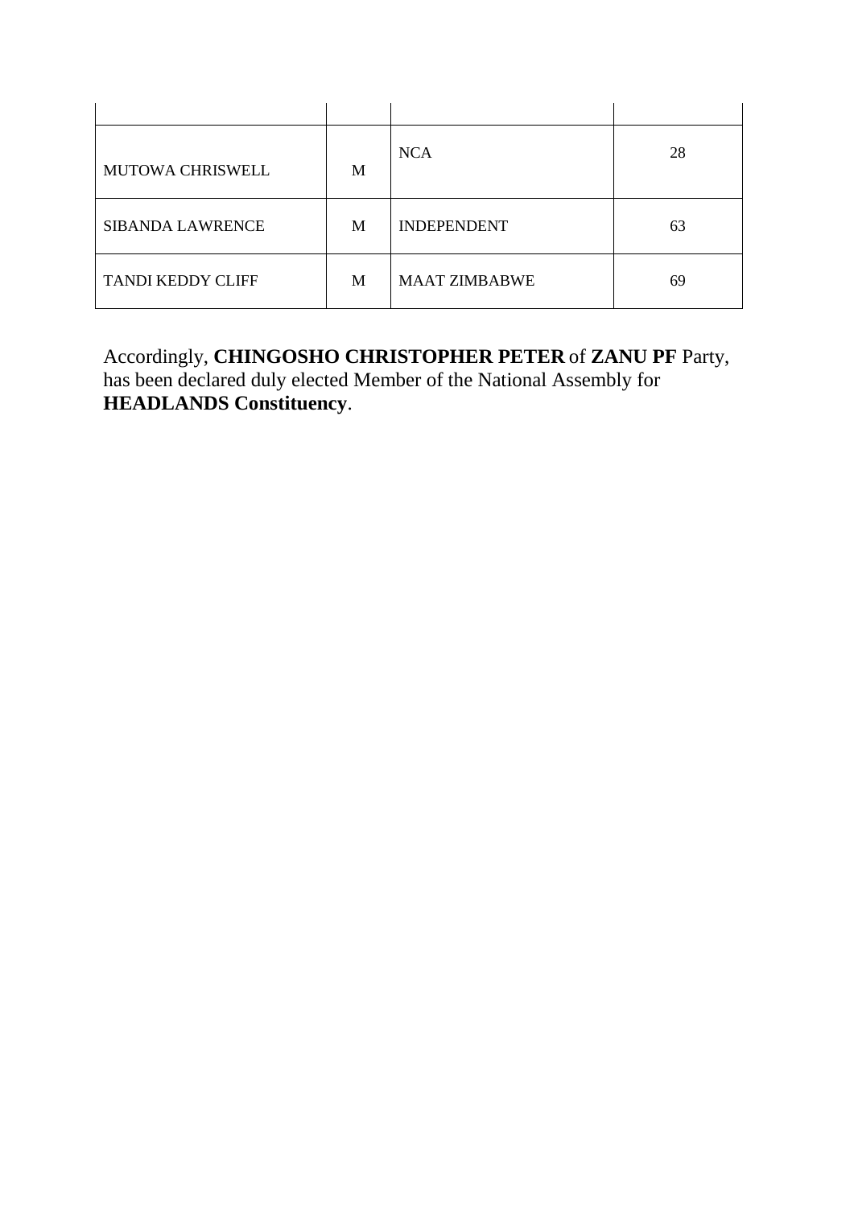| | | | |
|---|---|---|---|
| MUTOWA CHRISWELL | M | NCA | 28 |
| SIBANDA LAWRENCE | M | INDEPENDENT | 63 |
| TANDI KEDDY CLIFF | M | MAAT ZIMBABWE | 69 |

Accordingly, **CHINGOSHO CHRISTOPHER PETER** of **ZANU PF** Party, has been declared duly elected Member of the National Assembly for **HEADLANDS Constituency**.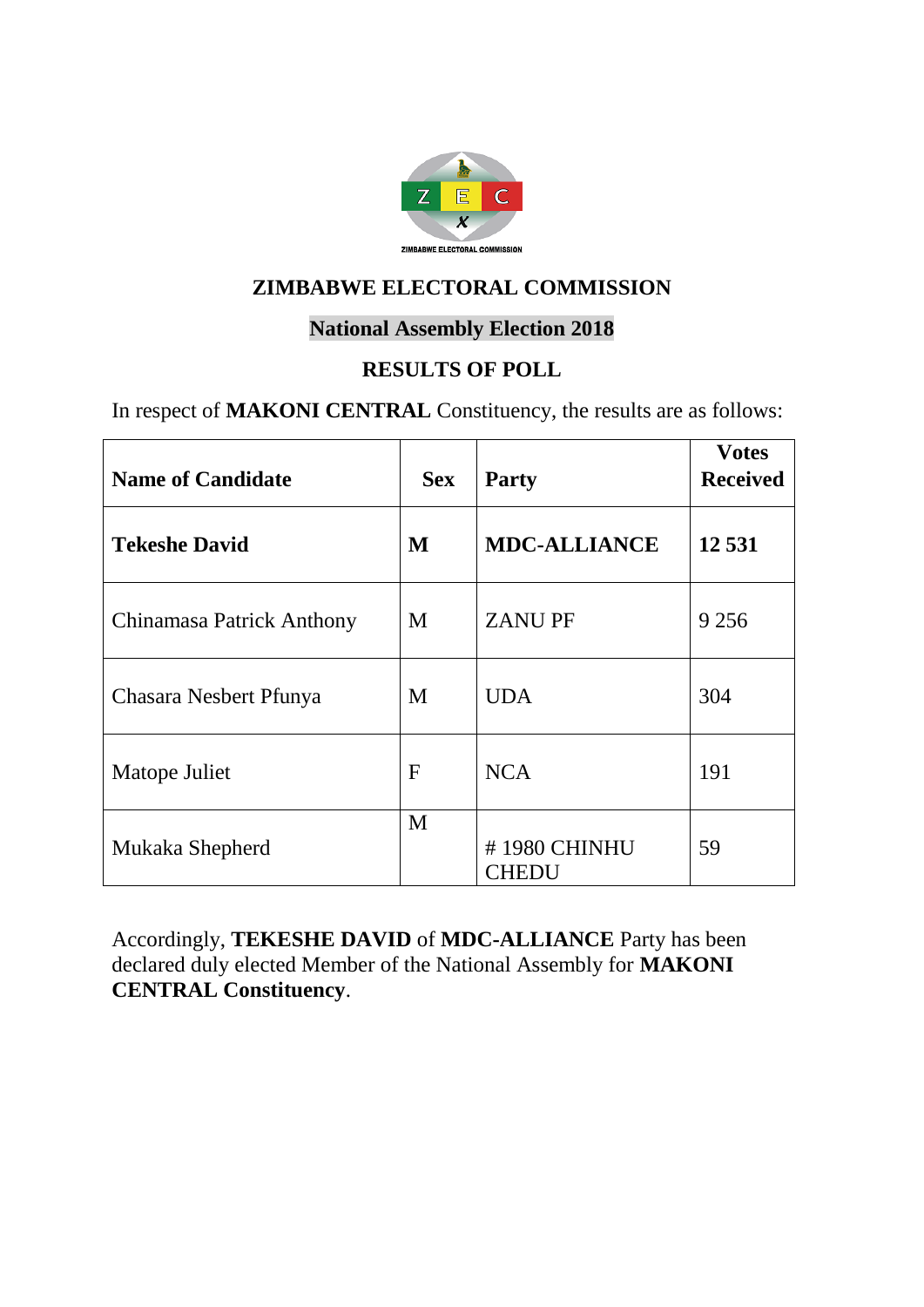## ZIMBABWE ELECTORAL COMMISSION

### National Assembly Election 2018

### RESULTS OF POLL

In respect of **MAKONI CENTRAL** Constituency, the results are as follows:

| Name of Candidate | Sex | Party | Votes Received |
|---|---|---|---|
| **Tekeshe David** | **M** | **MDC-ALLIANCE** | **12 531** |
| Chinamasa Patrick Anthony | M | ZANU PF | 9 256 |
| Chasara Nesbert Pfunya | M | UDA | 304 |
| Matope Juliet | F | NCA | 191 |
| Mukaka Shepherd | M | # 1980 CHINHU CHEDU | 59 |

Accordingly, **TEKESHE DAVID** of **MDC-ALLIANCE** Party has been declared duly elected Member of the National Assembly for **MAKONI CENTRAL Constituency**.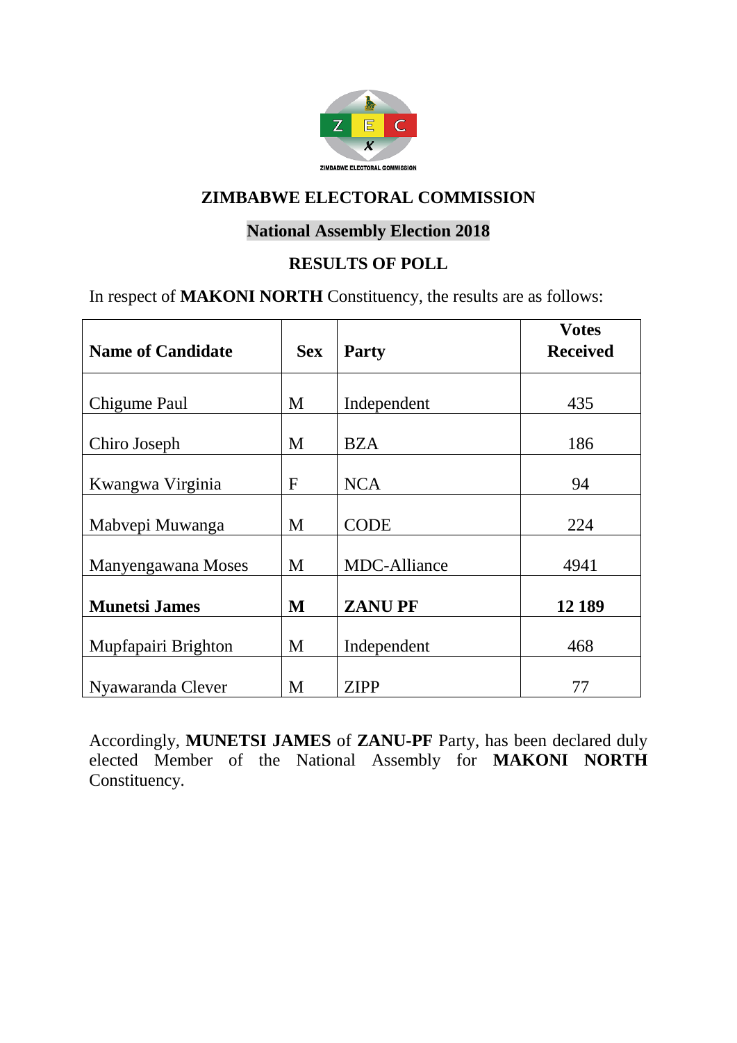## ZIMBABWE ELECTORAL COMMISSION

### National Assembly Election 2018

### RESULTS OF POLL

In respect of **MAKONI NORTH** Constituency, the results are as follows:

| **Name of Candidate** | **Sex** | **Party** | **Votes Received** |
|---|---|---|---|
| Chigume Paul | M | Independent | 435 |
| Chiro Joseph | M | BZA | 186 |
| Kwangwa Virginia | F | NCA | 94 |
| Mabvepi Muwanga | M | CODE | 224 |
| Manyengawana Moses | M | MDC-Alliance | 4941 |
| **Munetsi James** | **M** | **ZANU PF** | **12 189** |
| Mupfapairi Brighton | M | Independent | 468 |
| Nyawaranda Clever | M | ZIPP | 77 |

Accordingly, **MUNETSI JAMES** of **ZANU-PF** Party, has been declared duly elected Member of the National Assembly for **MAKONI NORTH** Constituency.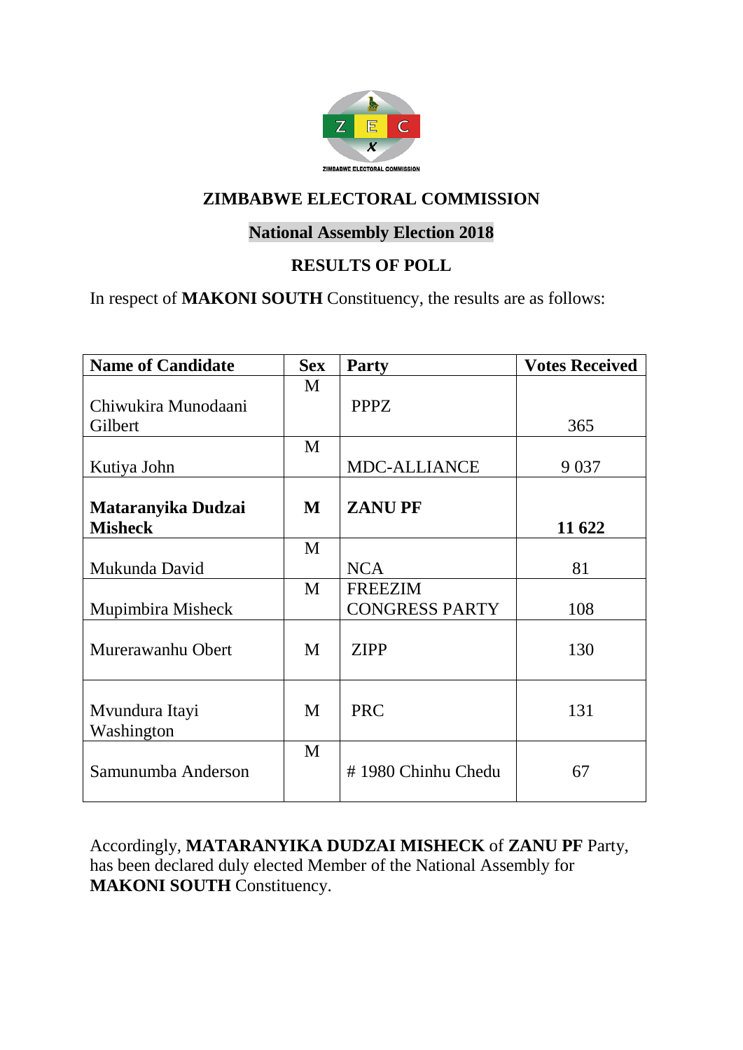## ZIMBABWE ELECTORAL COMMISSION

### National Assembly Election 2018

### RESULTS OF POLL

In respect of **MAKONI SOUTH** Constituency, the results are as follows:

| Name of Candidate | Sex | Party | Votes Received |
|---|---|---|---|
| Chiwukira Munodaani Gilbert | M | PPPZ | 365 |
| Kutiya John | M | MDC-ALLIANCE | 9 037 |
| **Mataranyika Dudzai Misheck** | **M** | **ZANU PF** | **11 622** |
| Mukunda David | M | NCA | 81 |
| Mupimbira Misheck | M | FREEZIM CONGRESS PARTY | 108 |
| Murerawanhu Obert | M | ZIPP | 130 |
| Mvundura Itayi Washington | M | PRC | 131 |
| Samunumba Anderson | M | # 1980 Chinhu Chedu | 67 |

Accordingly, **MATARANYIKA DUDZAI MISHECK** of **ZANU PF** Party, has been declared duly elected Member of the National Assembly for **MAKONI SOUTH** Constituency.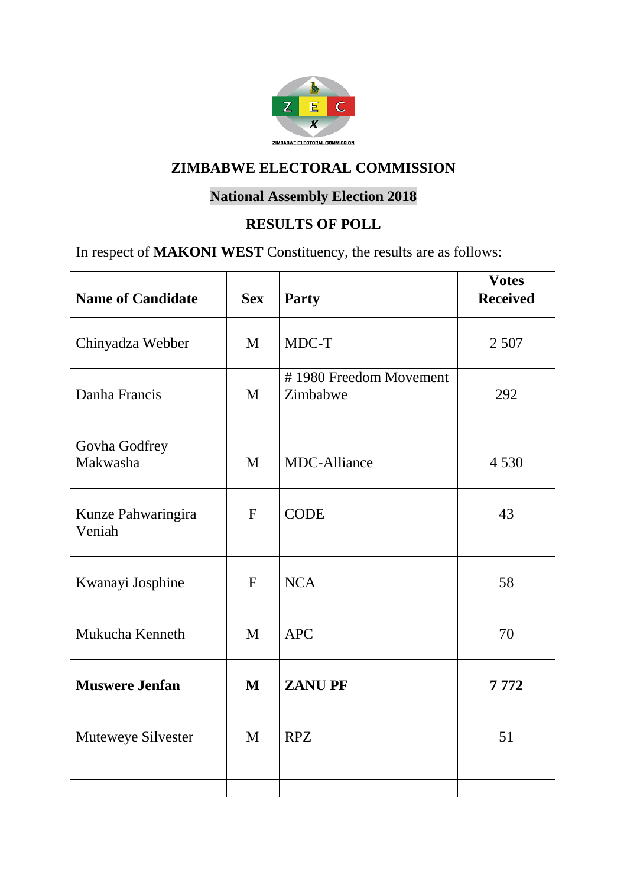## ZIMBABWE ELECTORAL COMMISSION

### National Assembly Election 2018

### RESULTS OF POLL

In respect of **MAKONI WEST** Constituency, the results are as follows:

| Name of Candidate | Sex | Party | Votes Received |
|---|---|---|---|
| Chinyadza Webber | M | MDC-T | 2 507 |
| Danha Francis | M | # 1980 Freedom Movement Zimbabwe | 292 |
| Govha Godfrey Makwasha | M | MDC-Alliance | 4 530 |
| Kunze Pahwaringira Veniah | F | CODE | 43 |
| Kwanayi Josphine | F | NCA | 58 |
| Mukucha Kenneth | M | APC | 70 |
| **Muswere Jenfan** | **M** | **ZANU PF** | **7 772** |
| Muteweye Silvester | M | RPZ | 51 |
| | | | |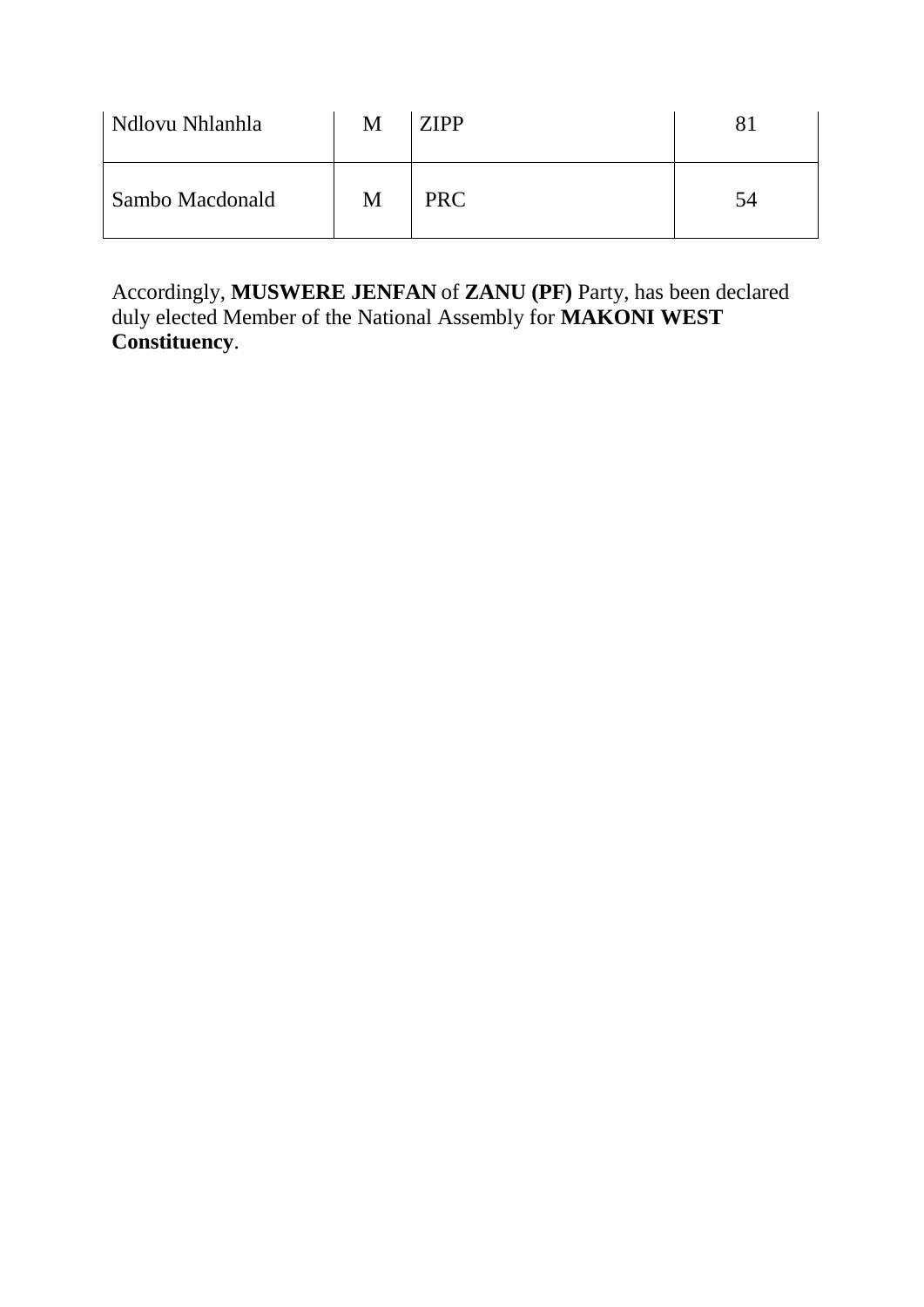| Ndlovu Nhlanhla | M | ZIPP | 81 |
|---|---|---|---|
| Sambo Macdonald | M | PRC | 54 |

Accordingly, **MUSWERE JENFAN** of **ZANU (PF)** Party, has been declared duly elected Member of the National Assembly for **MAKONI WEST Constituency**.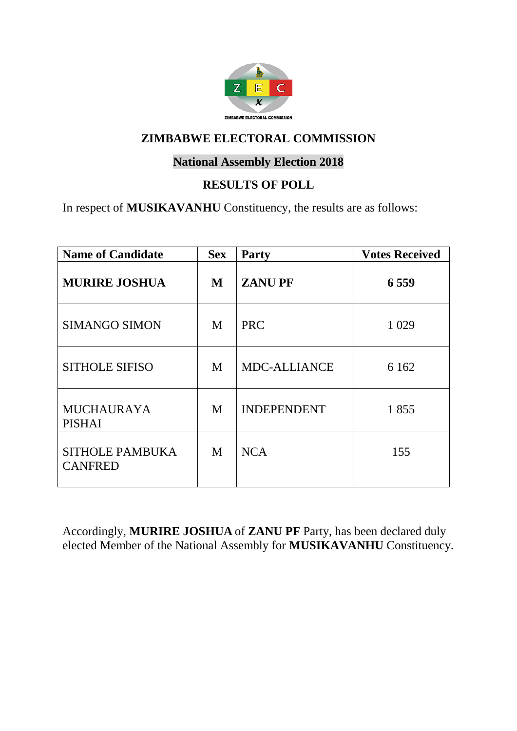## ZIMBABWE ELECTORAL COMMISSION

### National Assembly Election 2018

### RESULTS OF POLL

In respect of **MUSIKAVANHU** Constituency, the results are as follows:

| Name of Candidate | Sex | Party | Votes Received |
|---|---|---|---|
| **MURIRE JOSHUA** | **M** | **ZANU PF** | **6 559** |
| SIMANGO SIMON | M | PRC | 1 029 |
| SITHOLE SIFISO | M | MDC-ALLIANCE | 6 162 |
| MUCHAURAYA PISHAI | M | INDEPENDENT | 1 855 |
| SITHOLE PAMBUKA CANFRED | M | NCA | 155 |

Accordingly, **MURIRE JOSHUA** of **ZANU PF** Party, has been declared duly elected Member of the National Assembly for **MUSIKAVANHU** Constituency.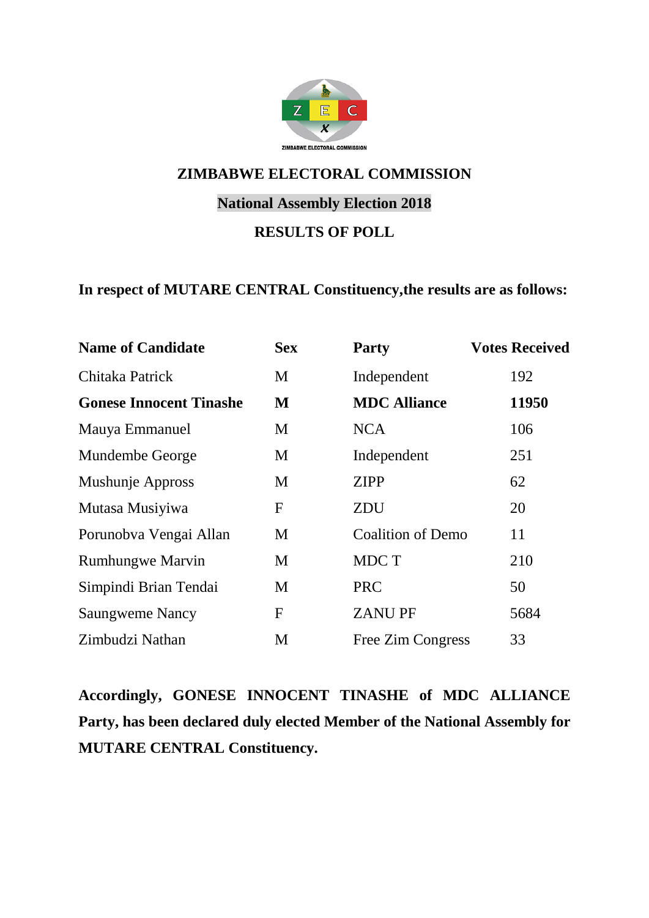# ZIMBABWE ELECTORAL COMMISSION

## National Assembly Election 2018

## RESULTS OF POLL

**In respect of MUTARE CENTRAL Constituency,the results are as follows:**

| Name of Candidate | Sex | Party | Votes Received |
|---|---|---|---|
| Chitaka Patrick | M | Independent | 192 |
| **Gonese Innocent Tinashe** | **M** | **MDC Alliance** | **11950** |
| Mauya Emmanuel | M | NCA | 106 |
| Mundembe George | M | Independent | 251 |
| Mushunje Appross | M | ZIPP | 62 |
| Mutasa Musiyiwa | F | ZDU | 20 |
| Porunobva Vengai Allan | M | Coalition of Demo | 11 |
| Rumhungwe Marvin | M | MDC T | 210 |
| Simpindi Brian Tendai | M | PRC | 50 |
| Saungweme Nancy | F | ZANU PF | 5684 |
| Zimbudzi Nathan | M | Free Zim Congress | 33 |

**Accordingly, GONESE INNOCENT TINASHE of MDC ALLIANCE Party, has been declared duly elected Member of the National Assembly for MUTARE CENTRAL Constituency.**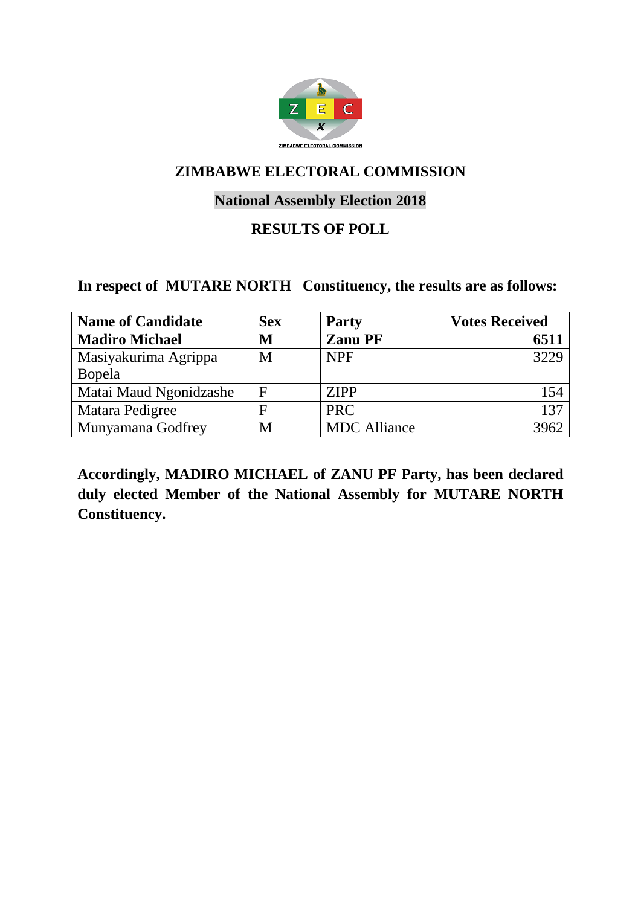## ZIMBABWE ELECTORAL COMMISSION

### National Assembly Election 2018

### RESULTS OF POLL

**In respect of MUTARE NORTH Constituency, the results are as follows:**

| Name of Candidate | Sex | Party | Votes Received |
|---|---|---|---|
| **Madiro Michael** | **M** | **Zanu PF** | **6511** |
| Masiyakurima Agrippa Bopela | M | NPF | 3229 |
| Matai Maud Ngonidzashe | F | ZIPP | 154 |
| Matara Pedigree | F | PRC | 137 |
| Munyamana Godfrey | M | MDC Alliance | 3962 |

**Accordingly, MADIRO MICHAEL of ZANU PF Party, has been declared duly elected Member of the National Assembly for MUTARE NORTH Constituency.**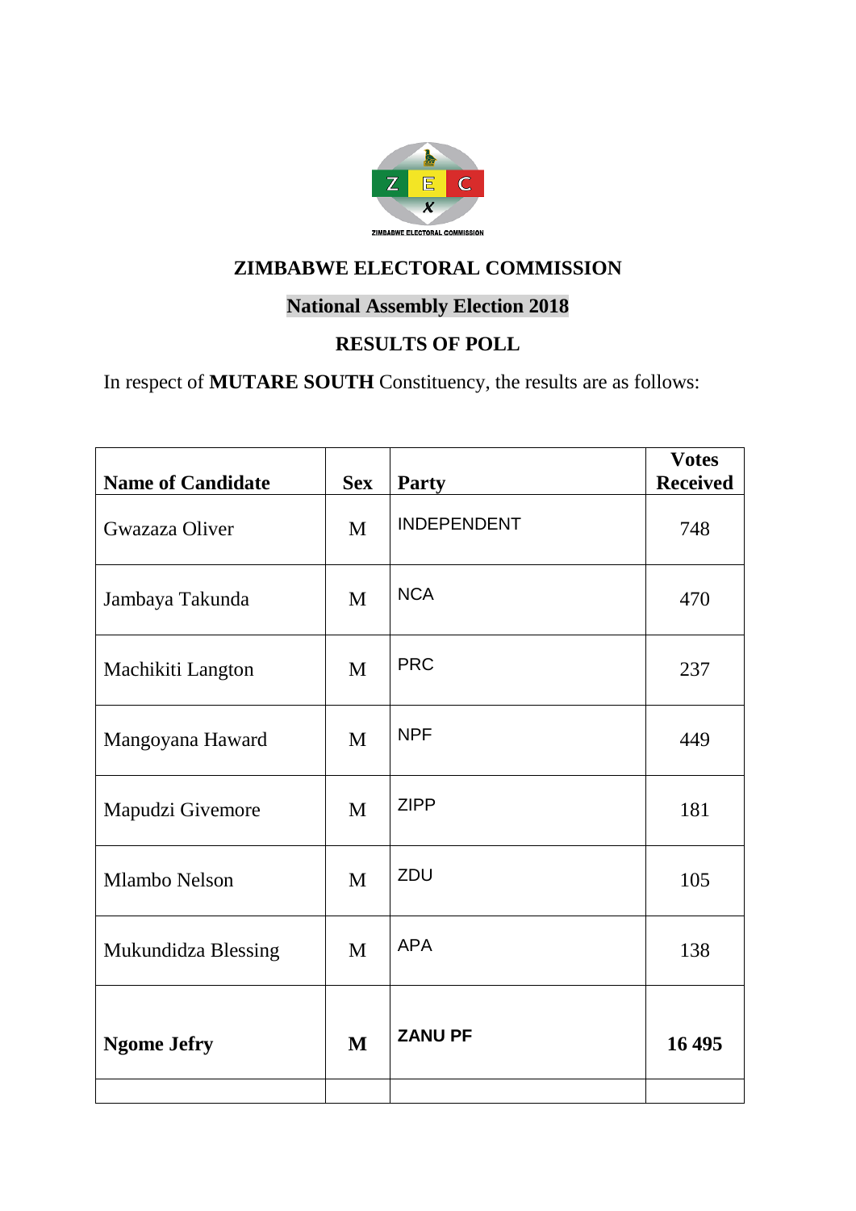## ZIMBABWE ELECTORAL COMMISSION

### National Assembly Election 2018

### RESULTS OF POLL

In respect of **MUTARE SOUTH** Constituency, the results are as follows:

| Name of Candidate | Sex | Party | Votes Received |
|---|---|---|---|
| Gwazaza Oliver | M | INDEPENDENT | 748 |
| Jambaya Takunda | M | NCA | 470 |
| Machikiti Langton | M | PRC | 237 |
| Mangoyana Haward | M | NPF | 449 |
| Mapudzi Givemore | M | ZIPP | 181 |
| Mlambo Nelson | M | ZDU | 105 |
| Mukundidza Blessing | M | APA | 138 |
| **Ngome Jefry** | **M** | **ZANU PF** | **16 495** |
| | | | |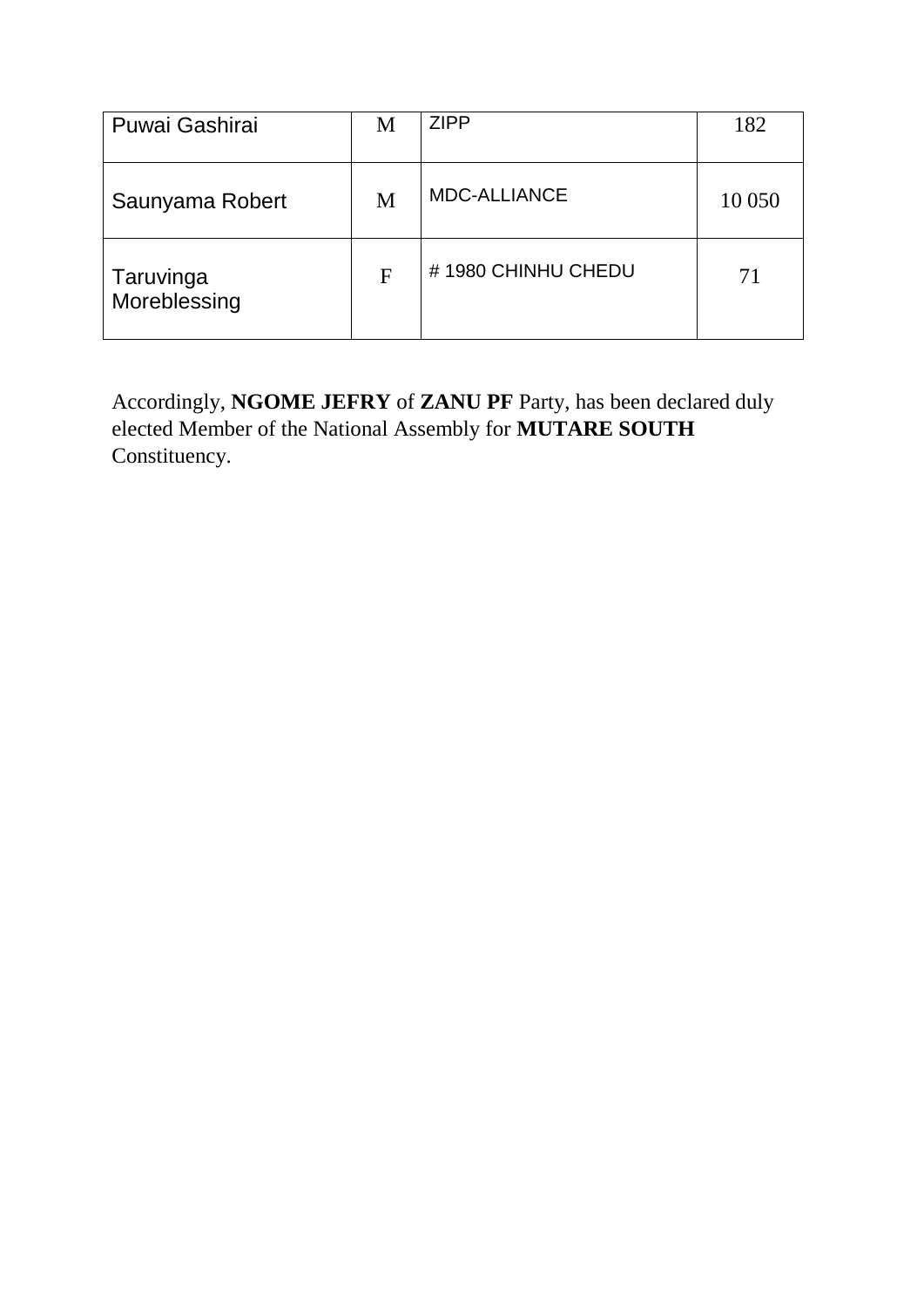| Puwai Gashirai | M | ZIPP | 182 |
|---|---|---|---|
| Saunyama Robert | M | MDC-ALLIANCE | 10 050 |
| Taruvinga Moreblessing | F | # 1980 CHINHU CHEDU | 71 |

Accordingly, **NGOME JEFRY** of **ZANU PF** Party, has been declared duly elected Member of the National Assembly for **MUTARE SOUTH** Constituency.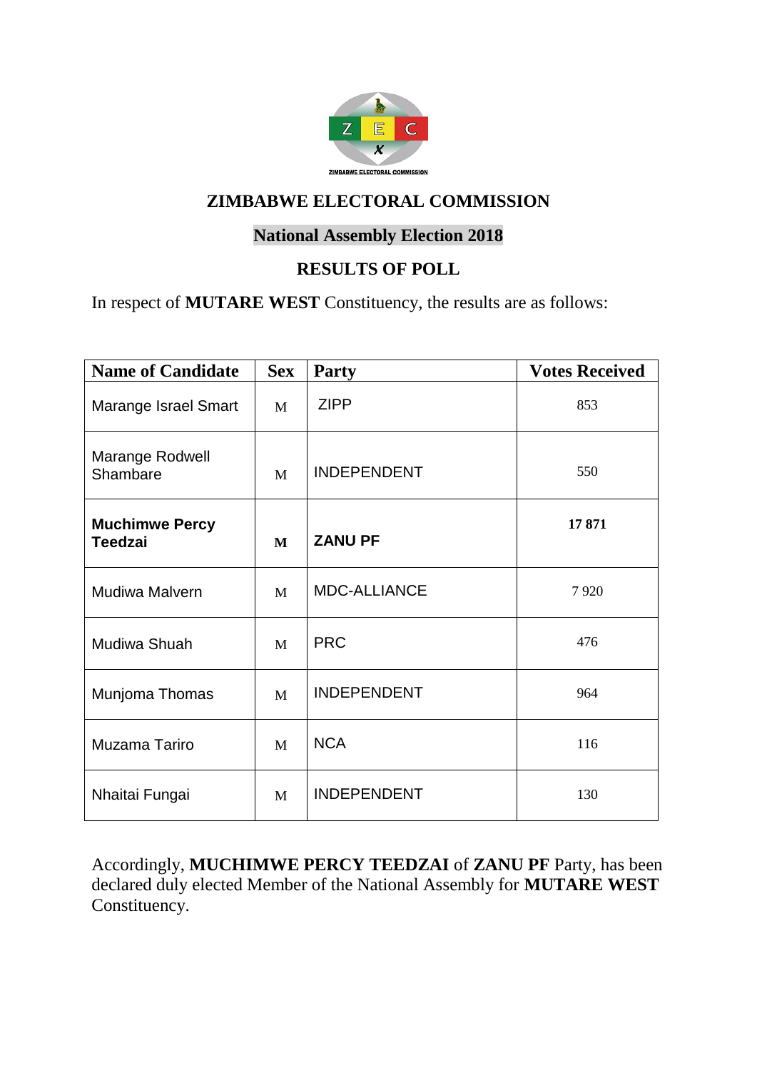# ZIMBABWE ELECTORAL COMMISSION

## National Assembly Election 2018

## RESULTS OF POLL

In respect of **MUTARE WEST** Constituency, the results are as follows:

| Name of Candidate | Sex | Party | Votes Received |
|---|---|---|---|
| Marange Israel Smart | M | ZIPP | 853 |
| Marange Rodwell Shambare | M | INDEPENDENT | 550 |
| **Muchimwe Percy Teedzai** | **M** | **ZANU PF** | **17 871** |
| Mudiwa Malvern | M | MDC-ALLIANCE | 7 920 |
| Mudiwa Shuah | M | PRC | 476 |
| Munjoma Thomas | M | INDEPENDENT | 964 |
| Muzama Tariro | M | NCA | 116 |
| Nhaitai Fungai | M | INDEPENDENT | 130 |

Accordingly, **MUCHIMWE PERCY TEEDZAI** of **ZANU PF** Party, has been declared duly elected Member of the National Assembly for **MUTARE WEST** Constituency.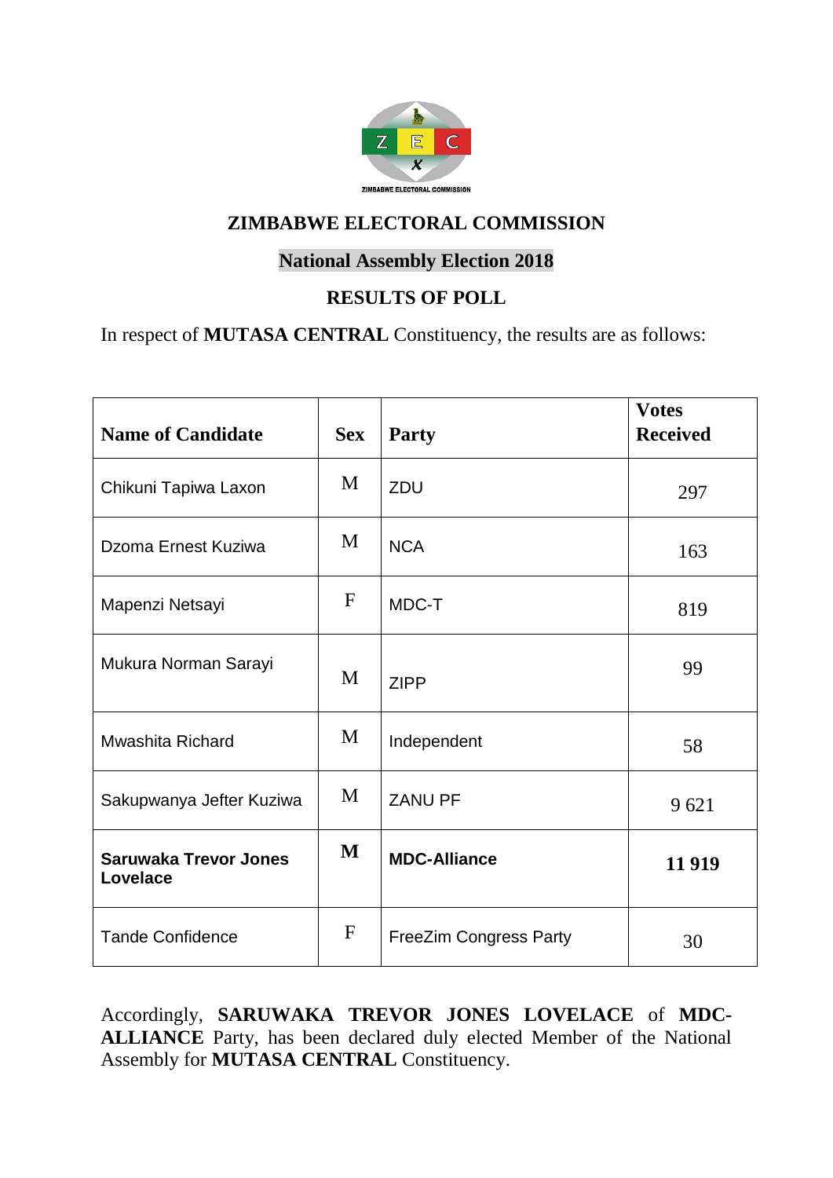# ZIMBABWE ELECTORAL COMMISSION

## National Assembly Election 2018

## RESULTS OF POLL

In respect of **MUTASA CENTRAL** Constituency, the results are as follows:

| Name of Candidate | Sex | Party | Votes Received |
|---|---|---|---|
| Chikuni Tapiwa Laxon | M | ZDU | 297 |
| Dzoma Ernest Kuziwa | M | NCA | 163 |
| Mapenzi Netsayi | F | MDC-T | 819 |
| Mukura Norman Sarayi | M | ZIPP | 99 |
| Mwashita Richard | M | Independent | 58 |
| Sakupwanya Jefter Kuziwa | M | ZANU PF | 9 621 |
| **Saruwaka Trevor Jones Lovelace** | **M** | **MDC-Alliance** | **11 919** |
| Tande Confidence | F | FreeZim Congress Party | 30 |

Accordingly, **SARUWAKA TREVOR JONES LOVELACE** of **MDC-ALLIANCE** Party, has been declared duly elected Member of the National Assembly for **MUTASA CENTRAL** Constituency.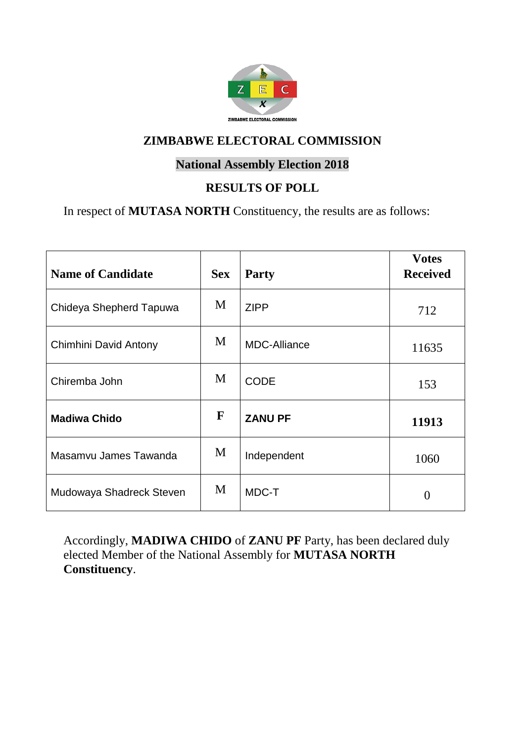## ZIMBABWE ELECTORAL COMMISSION

### National Assembly Election 2018

### RESULTS OF POLL

In respect of **MUTASA NORTH** Constituency, the results are as follows:

| Name of Candidate | Sex | Party | Votes Received |
|---|---|---|---|
| Chideya Shepherd Tapuwa | M | ZIPP | 712 |
| Chimhini David Antony | M | MDC-Alliance | 11635 |
| Chiremba John | M | CODE | 153 |
| **Madiwa Chido** | **F** | **ZANU PF** | **11913** |
| Masamvu James Tawanda | M | Independent | 1060 |
| Mudowaya Shadreck Steven | M | MDC-T | 0 |

Accordingly, **MADIWA CHIDO** of **ZANU PF** Party, has been declared duly elected Member of the National Assembly for **MUTASA NORTH Constituency**.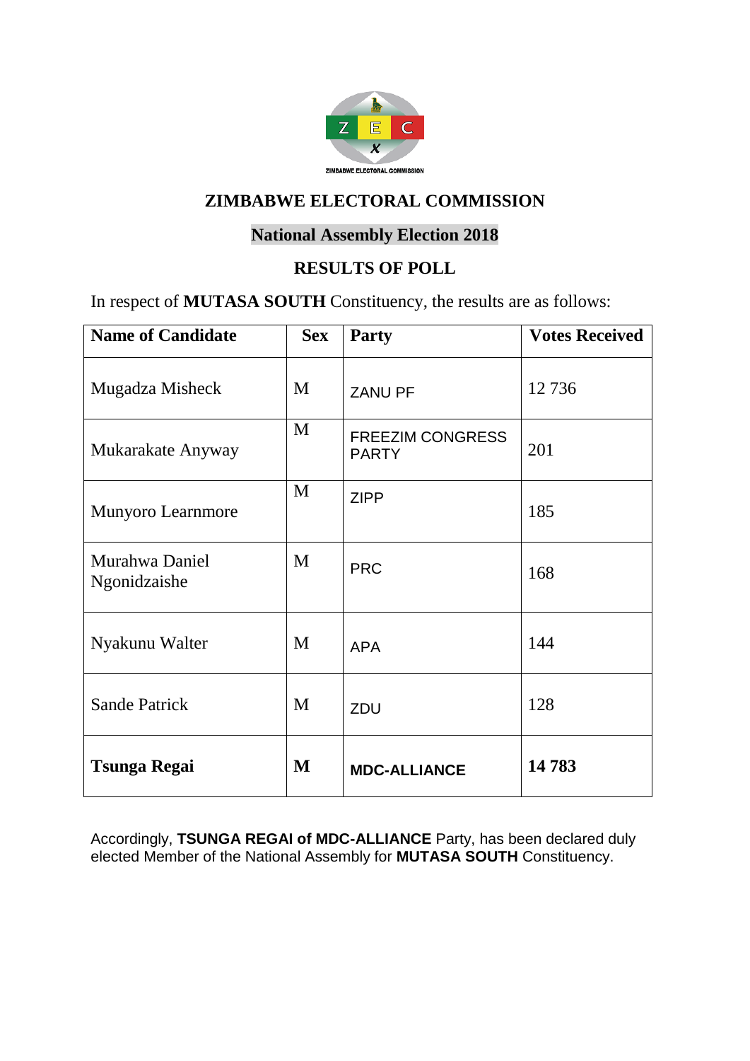ZIMBABWE ELECTORAL COMMISSION

## ZIMBABWE ELECTORAL COMMISSION

### National Assembly Election 2018

### RESULTS OF POLL

In respect of **MUTASA SOUTH** Constituency, the results are as follows:

| Name of Candidate | Sex | Party | Votes Received |
|---|---|---|---|
| Mugadza Misheck | M | ZANU PF | 12 736 |
| Mukarakate Anyway | M | FREEZIM CONGRESS PARTY | 201 |
| Munyoro Learnmore | M | ZIPP | 185 |
| Murahwa Daniel Ngonidzaishe | M | PRC | 168 |
| Nyakunu Walter | M | APA | 144 |
| Sande Patrick | M | ZDU | 128 |
| **Tsunga Regai** | **M** | **MDC-ALLIANCE** | **14 783** |

Accordingly, **TSUNGA REGAI of MDC-ALLIANCE** Party, has been declared duly elected Member of the National Assembly for **MUTASA SOUTH** Constituency.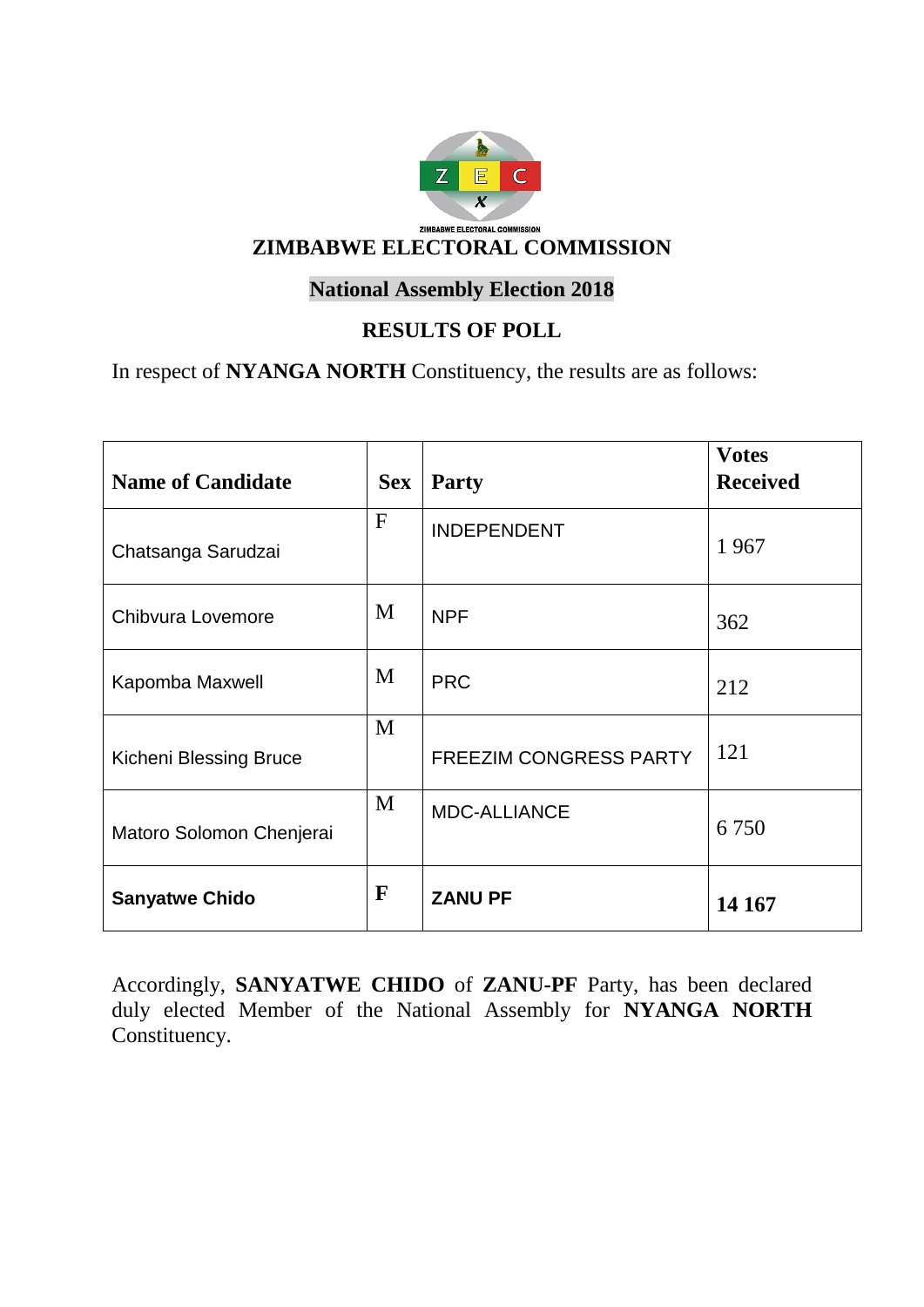ZIMBABWE ELECTORAL COMMISSION

# ZIMBABWE ELECTORAL COMMISSION

## National Assembly Election 2018

## RESULTS OF POLL

In respect of **NYANGA NORTH** Constituency, the results are as follows:

| Name of Candidate | Sex | Party | Votes Received |
|---|---|---|---|
| Chatsanga Sarudzai | F | INDEPENDENT | 1 967 |
| Chibvura Lovemore | M | NPF | 362 |
| Kapomba Maxwell | M | PRC | 212 |
| Kicheni Blessing Bruce | M | FREEZIM CONGRESS PARTY | 121 |
| Matoro Solomon Chenjerai | M | MDC-ALLIANCE | 6 750 |
| **Sanyatwe Chido** | **F** | **ZANU PF** | **14 167** |

Accordingly, **SANYATWE CHIDO** of **ZANU-PF** Party, has been declared duly elected Member of the National Assembly for **NYANGA NORTH** Constituency.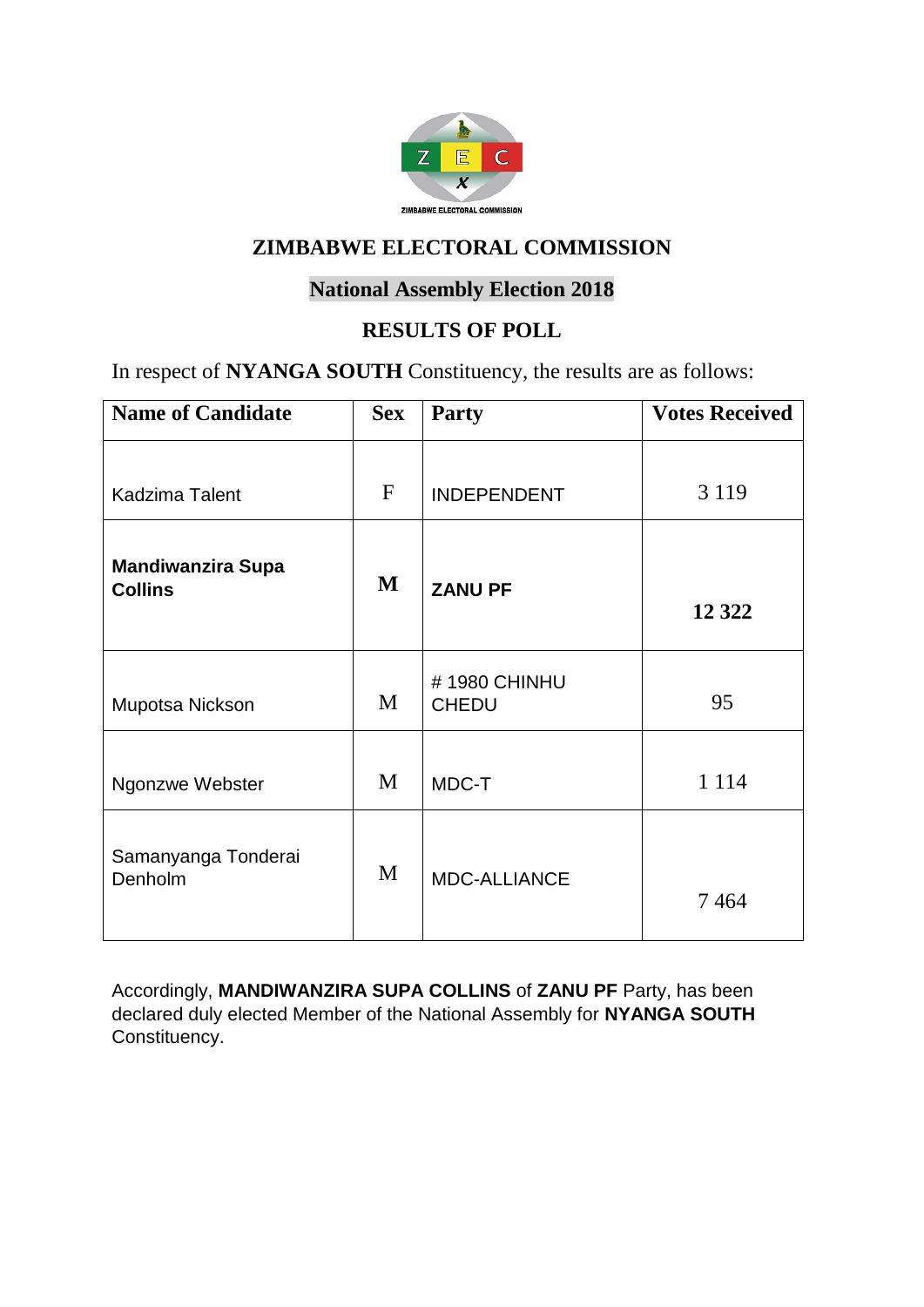## ZIMBABWE ELECTORAL COMMISSION

### National Assembly Election 2018

### RESULTS OF POLL

In respect of **NYANGA SOUTH** Constituency, the results are as follows:

| Name of Candidate | Sex | Party | Votes Received |
|---|---|---|---|
| Kadzima Talent | F | INDEPENDENT | 3 119 |
| **Mandiwanzira Supa Collins** | **M** | **ZANU PF** | **12 322** |
| Mupotsa Nickson | M | # 1980 CHINHU CHEDU | 95 |
| Ngonzwe Webster | M | MDC-T | 1 114 |
| Samanyanga Tonderai Denholm | M | MDC-ALLIANCE | 7 464 |

Accordingly, **MANDIWANZIRA SUPA COLLINS** of **ZANU PF** Party, has been declared duly elected Member of the National Assembly for **NYANGA SOUTH** Constituency.